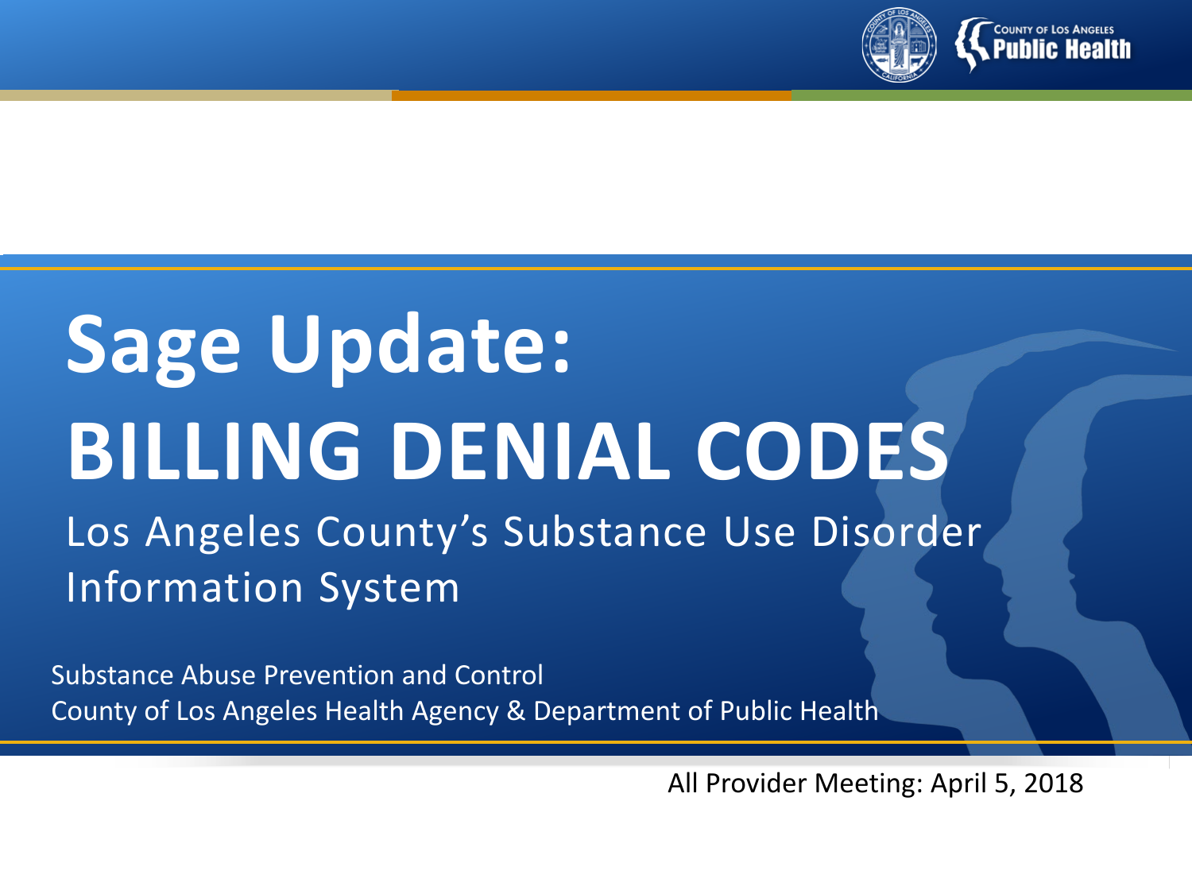# Sage Update:
# BILLING DENIAL CODES

Los Angeles County's Substance Use Disorder Information System

Substance Abuse Prevention and Control
County of Los Angeles Health Agency & Department of Public Health

All Provider Meeting: April 5, 2018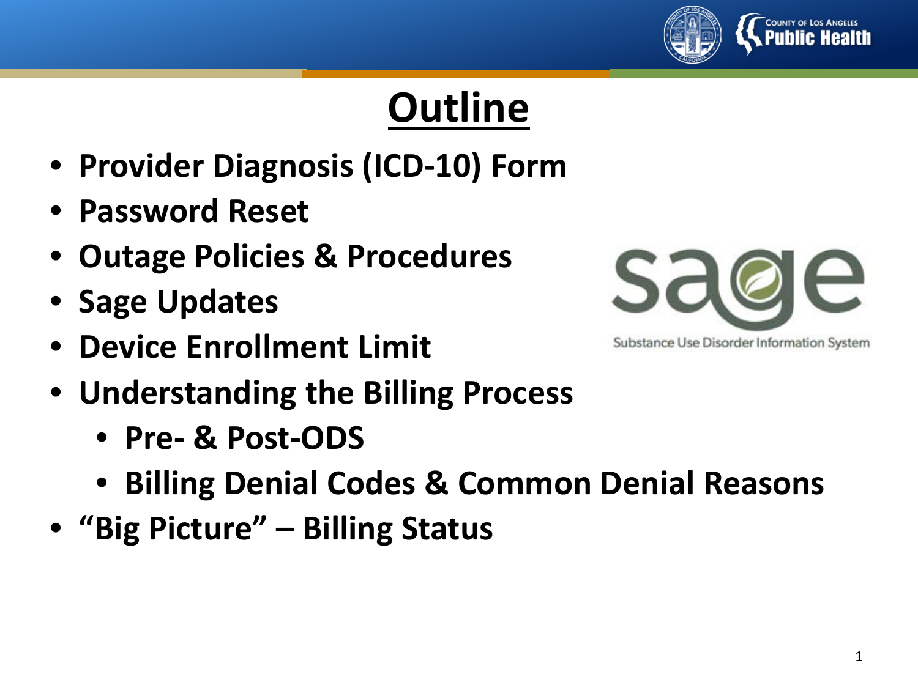# Outline

- Provider Diagnosis (ICD-10) Form
- Password Reset
- Outage Policies & Procedures
- Sage Updates
- Device Enrollment Limit
- Understanding the Billing Process
  - Pre- & Post-ODS
  - Billing Denial Codes & Common Denial Reasons
- "Big Picture" – Billing Status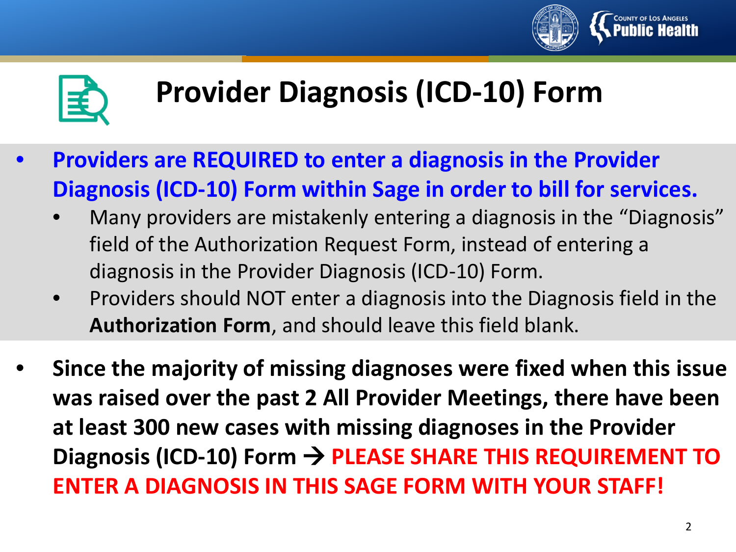# Provider Diagnosis (ICD-10) Form

- **Providers are REQUIRED to enter a diagnosis in the Provider Diagnosis (ICD-10) Form within Sage in order to bill for services.**
  - Many providers are mistakenly entering a diagnosis in the "Diagnosis" field of the Authorization Request Form, instead of entering a diagnosis in the Provider Diagnosis (ICD-10) Form.
  - Providers should NOT enter a diagnosis into the Diagnosis field in the **Authorization Form**, and should leave this field blank.
- **Since the majority of missing diagnoses were fixed when this issue was raised over the past 2 All Provider Meetings, there have been at least 300 new cases with missing diagnoses in the Provider Diagnosis (ICD-10) Form → PLEASE SHARE THIS REQUIREMENT TO ENTER A DIAGNOSIS IN THIS SAGE FORM WITH YOUR STAFF!**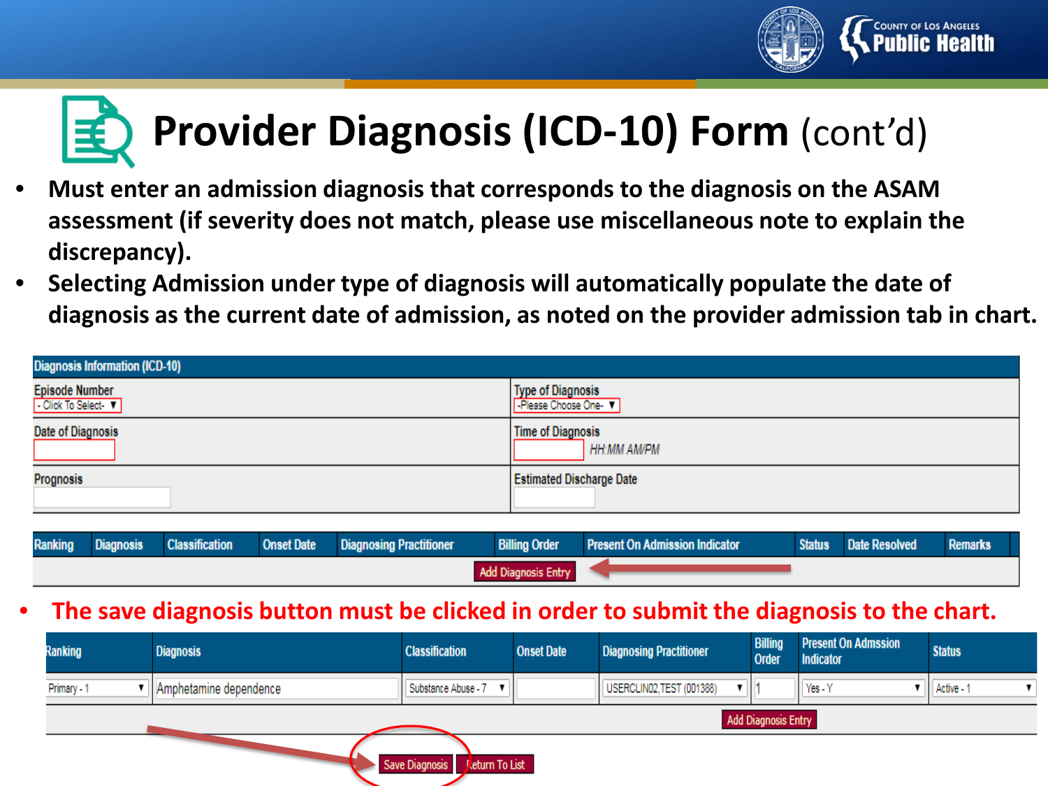# Provider Diagnosis (ICD-10) Form (cont'd)

- **Must enter an admission diagnosis that corresponds to the diagnosis on the ASAM assessment (if severity does not match, please use miscellaneous note to explain the discrepancy).**
- **Selecting Admission under type of diagnosis will automatically populate the date of diagnosis as the current date of admission, as noted on the provider admission tab in chart.**

| Diagnosis Information (ICD-10) | |
|---|---|
| Episode Number<br>- Click To Select- | Type of Diagnosis<br>-Please Choose One- |
| Date of Diagnosis | Time of Diagnosis<br>HH:MM AM/PM |
| Prognosis | Estimated Discharge Date |

| Ranking | Diagnosis | Classification | Onset Date | Diagnosing Practitioner | Billing Order | Present On Admission Indicator | Status | Date Resolved | Remarks |
|---|---|---|---|---|---|---|---|---|---|
| | | | | Add Diagnosis Entry | | | | | |

- **The save diagnosis button must be clicked in order to submit the diagnosis to the chart.**

| Ranking | Diagnosis | Classification | Onset Date | Diagnosing Practitioner | Billing Order | Present On Admssion Indicator | Status |
|---|---|---|---|---|---|---|---|
| Primary - 1 | Amphetamine dependence | Substance Abuse - 7 | | USERCLIN02,TEST (001388) | 1 | Yes - Y | Active - 1 |

Add Diagnosis Entry

Save Diagnosis | Return To List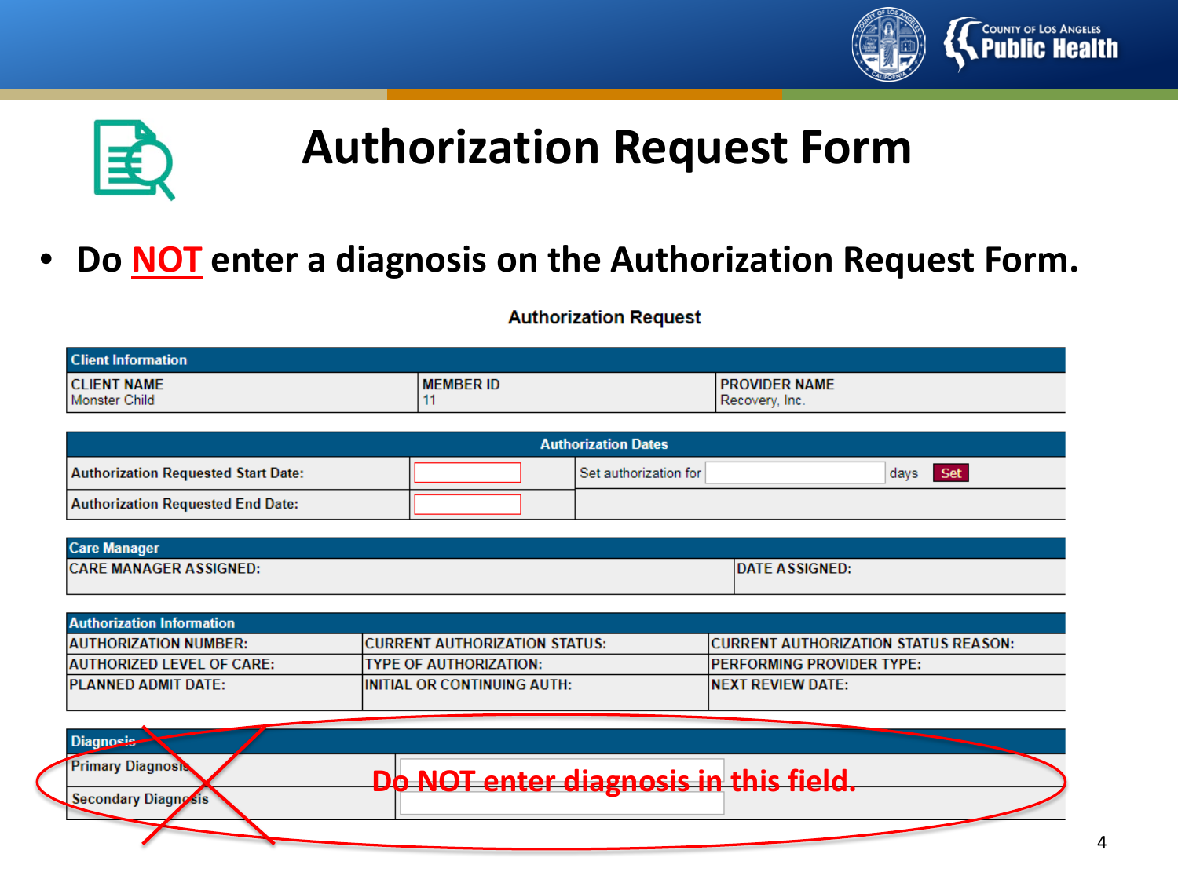# Authorization Request Form

- Do **NOT** enter a diagnosis on the Authorization Request Form.

**Authorization Request**

| Client Information | | |
|---|---|---|
| CLIENT NAME<br>Monster Child | MEMBER ID<br>11 | PROVIDER NAME<br>Recovery, Inc. |

| Authorization Dates | | |
|---|---|---|
| Authorization Requested Start Date: | | Set authorization for ____ days [Set] |
| Authorization Requested End Date: | | |

| Care Manager | |
|---|---|
| CARE MANAGER ASSIGNED: | DATE ASSIGNED: |

| Authorization Information | | |
|---|---|---|
| AUTHORIZATION NUMBER: | CURRENT AUTHORIZATION STATUS: | CURRENT AUTHORIZATION STATUS REASON: |
| AUTHORIZED LEVEL OF CARE: | TYPE OF AUTHORIZATION: | PERFORMING PROVIDER TYPE: |
| PLANNED ADMIT DATE: | INITIAL OR CONTINUING AUTH: | NEXT REVIEW DATE: |

| Diagnosis | |
|---|---|
| Primary Diagnosis | |
| Secondary Diagnosis | |

**Do NOT enter diagnosis in this field.**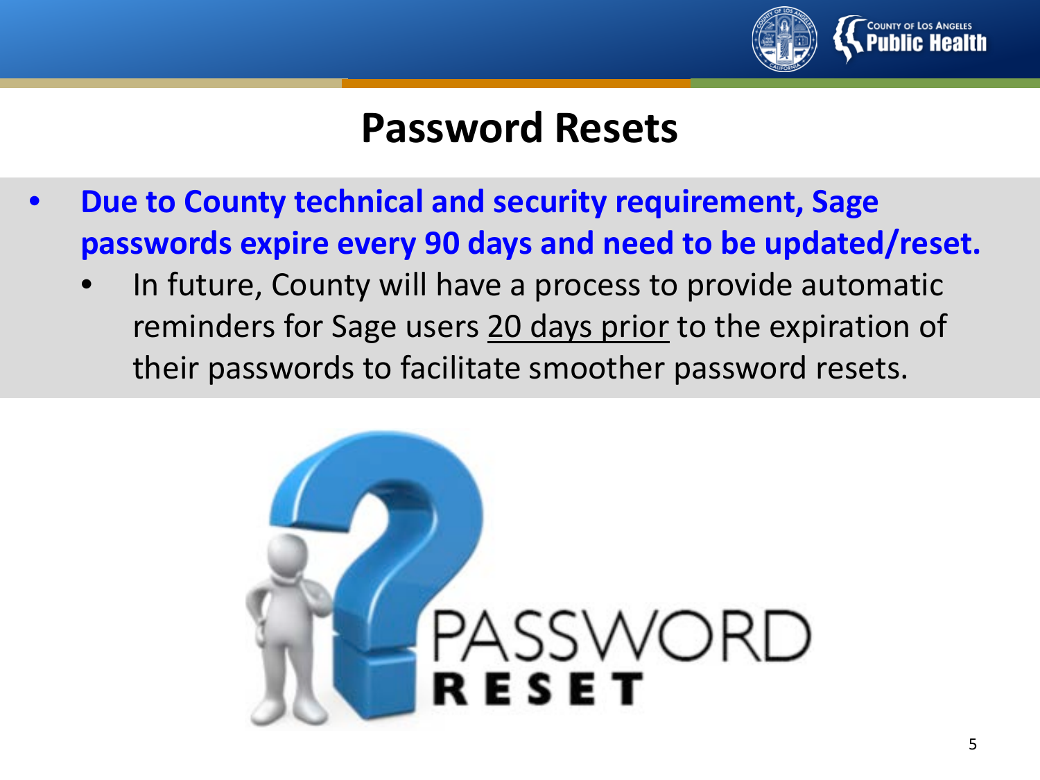# Password Resets

- **Due to County technical and security requirement, Sage passwords expire every 90 days and need to be updated/reset.**
  - In future, County will have a process to provide automatic reminders for Sage users 20 days prior to the expiration of their passwords to facilitate smoother password resets.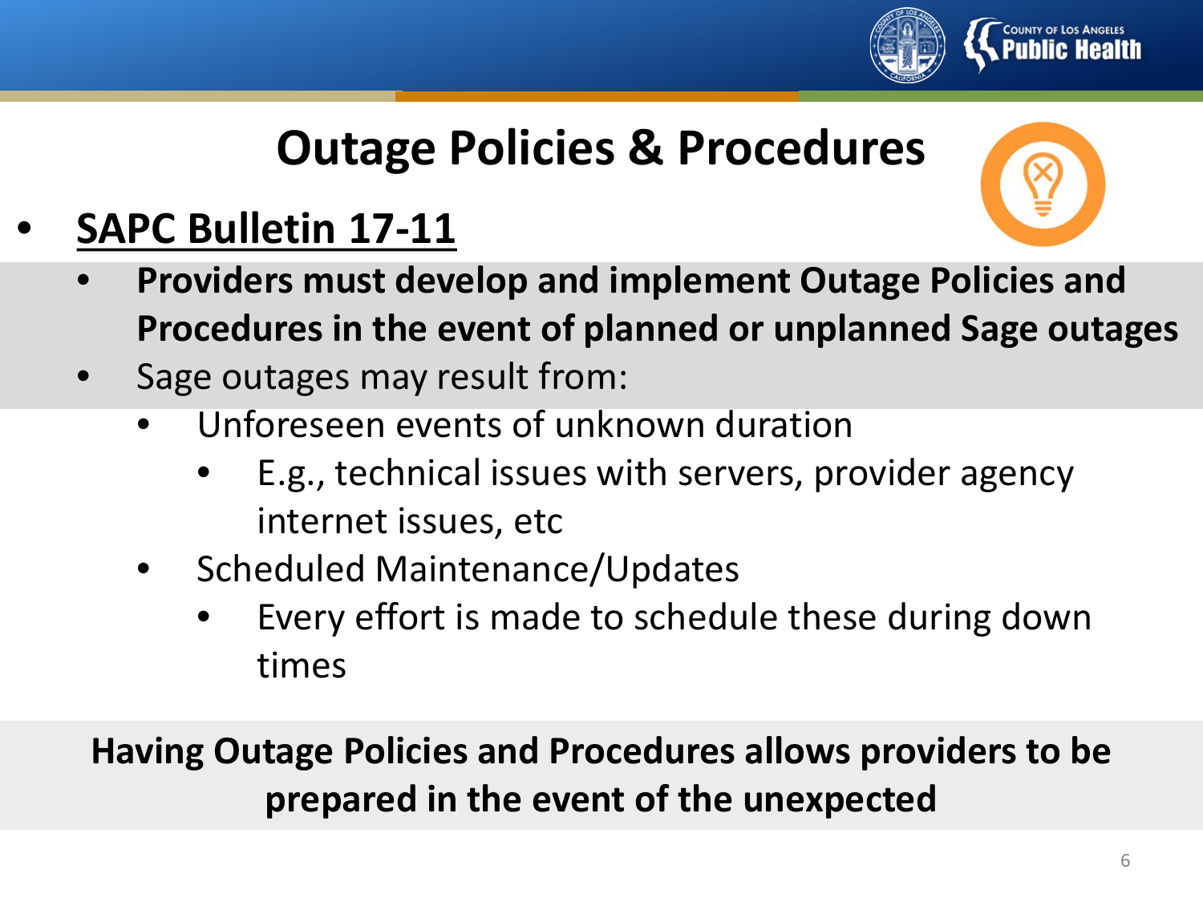# Outage Policies & Procedures

- **SAPC Bulletin 17-11**
  - **Providers must develop and implement Outage Policies and Procedures in the event of planned or unplanned Sage outages**
  - Sage outages may result from:
    - Unforeseen events of unknown duration
      - E.g., technical issues with servers, provider agency internet issues, etc
    - Scheduled Maintenance/Updates
      - Every effort is made to schedule these during down times

**Having Outage Policies and Procedures allows providers to be prepared in the event of the unexpected**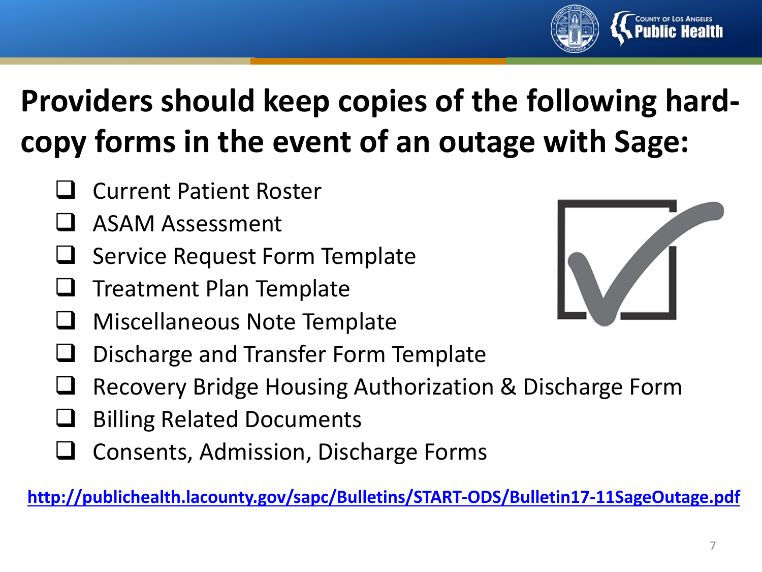# Providers should keep copies of the following hard-copy forms in the event of an outage with Sage:

- Current Patient Roster
- ASAM Assessment
- Service Request Form Template
- Treatment Plan Template
- Miscellaneous Note Template
- Discharge and Transfer Form Template
- Recovery Bridge Housing Authorization & Discharge Form
- Billing Related Documents
- Consents, Admission, Discharge Forms

**http://publichealth.lacounty.gov/sapc/Bulletins/START-ODS/Bulletin17-11SageOutage.pdf**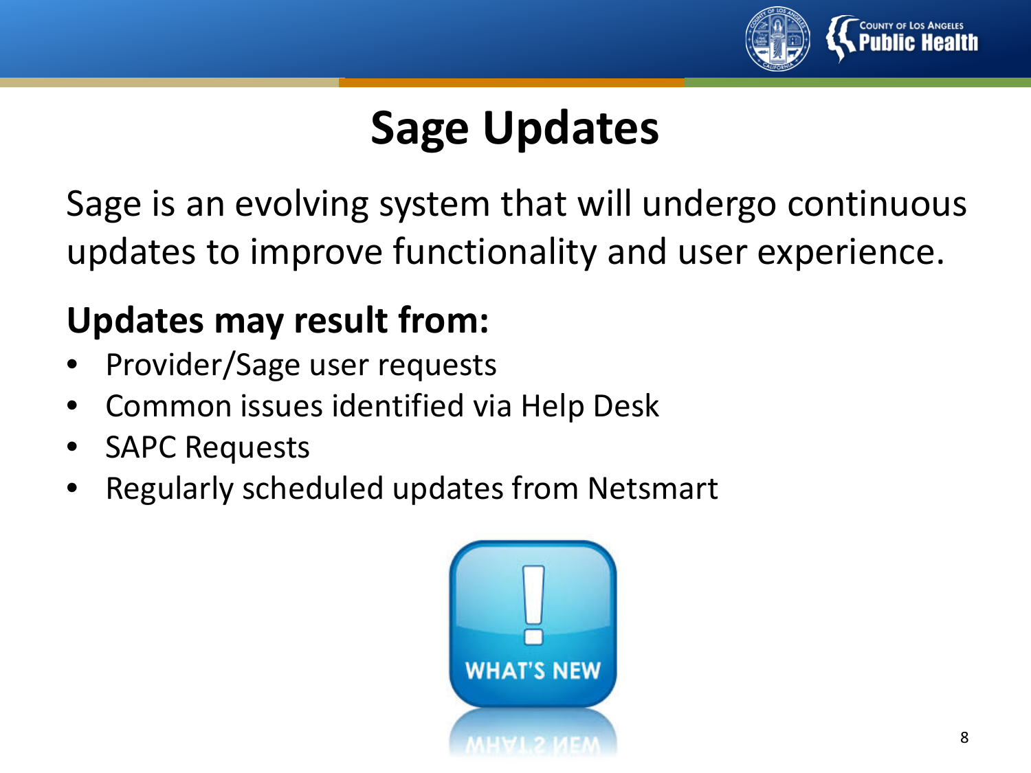# Sage Updates

Sage is an evolving system that will undergo continuous updates to improve functionality and user experience.

**Updates may result from:**

- Provider/Sage user requests
- Common issues identified via Help Desk
- SAPC Requests
- Regularly scheduled updates from Netsmart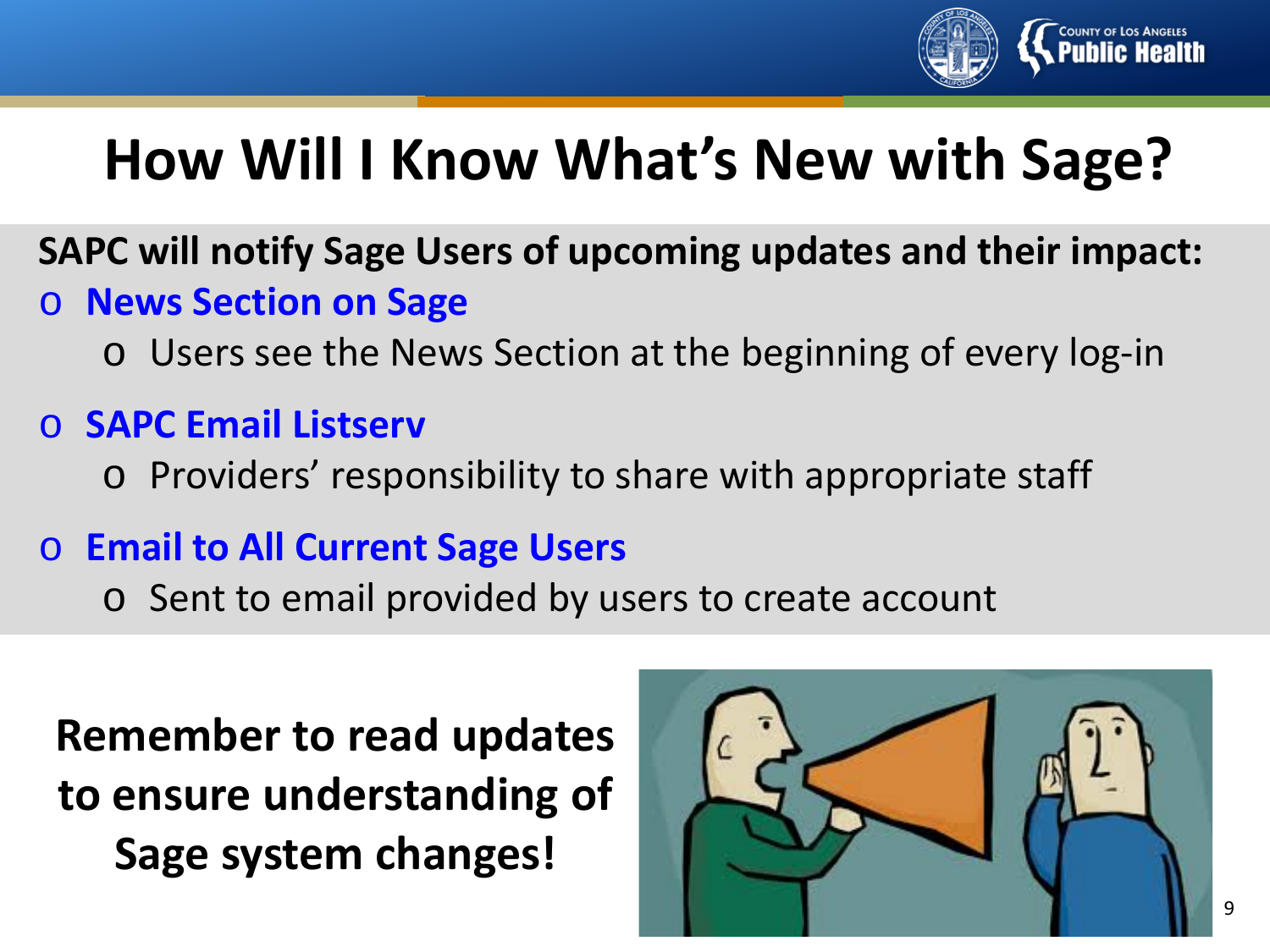# How Will I Know What's New with Sage?

**SAPC will notify Sage Users of upcoming updates and their impact:**

- **News Section on Sage**
  - Users see the News Section at the beginning of every log-in
- **SAPC Email Listserv**
  - Providers' responsibility to share with appropriate staff
- **Email to All Current Sage Users**
  - Sent to email provided by users to create account

**Remember to read updates to ensure understanding of Sage system changes!**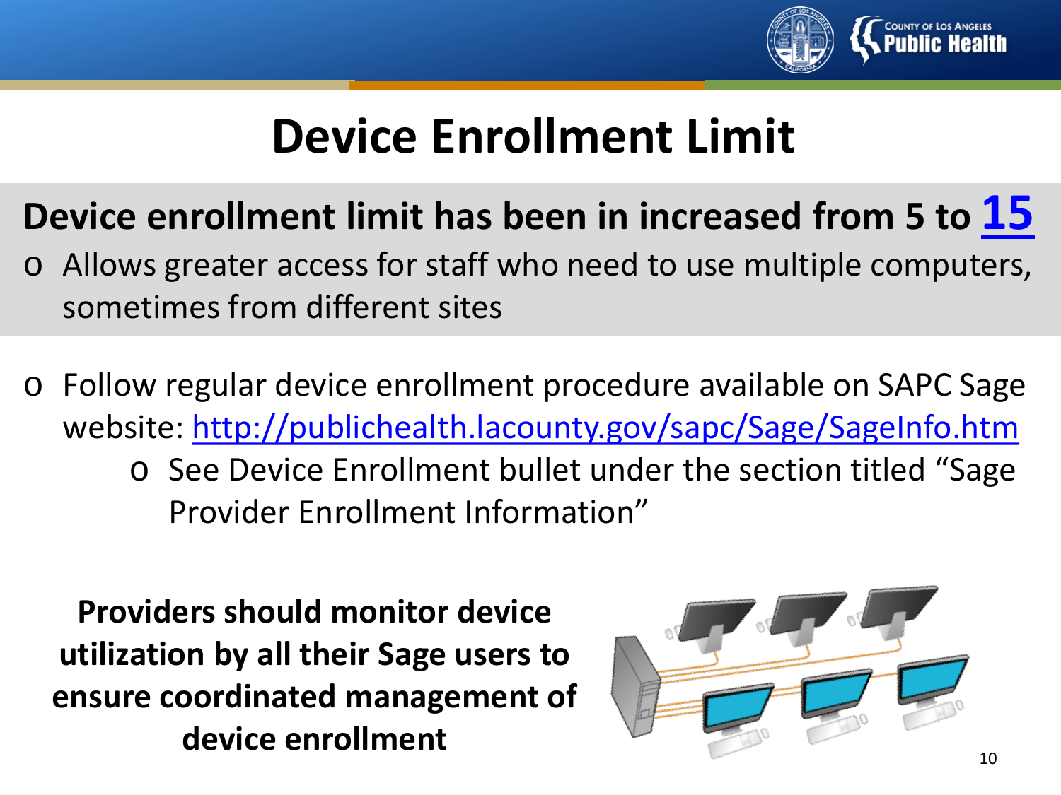# Device Enrollment Limit

**Device enrollment limit has been in increased from 5 to 15**

- Allows greater access for staff who need to use multiple computers, sometimes from different sites

- Follow regular device enrollment procedure available on SAPC Sage website: http://publichealth.lacounty.gov/sapc/Sage/SageInfo.htm
  - See Device Enrollment bullet under the section titled "Sage Provider Enrollment Information"

**Providers should monitor device utilization by all their Sage users to ensure coordinated management of device enrollment**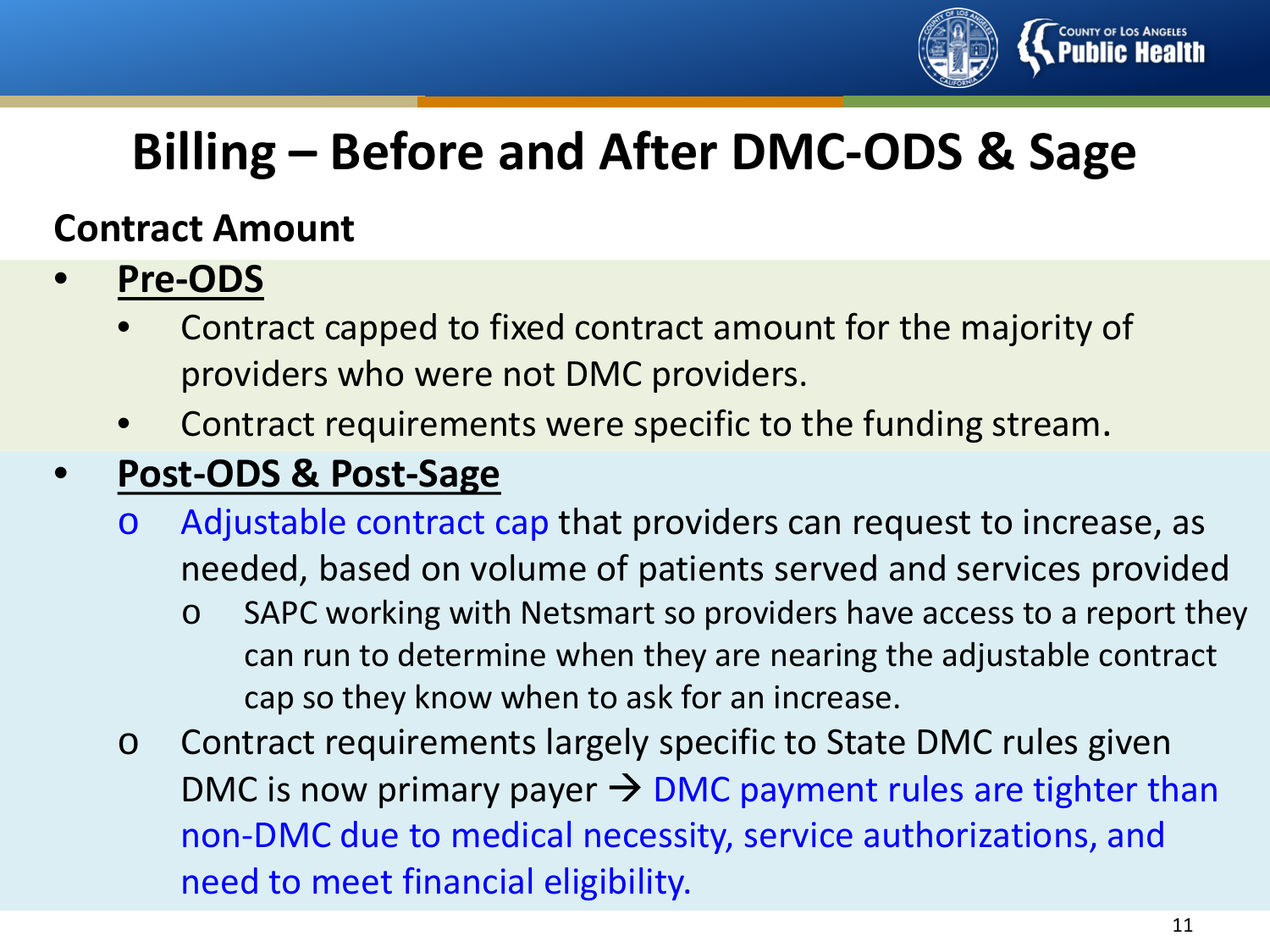# Billing – Before and After DMC-ODS & Sage

**Contract Amount**

- **<u>Pre-ODS</u>**
  - Contract capped to fixed contract amount for the majority of providers who were not DMC providers.
  - Contract requirements were specific to the funding stream.
- **<u>Post-ODS & Post-Sage</u>**
  - Adjustable contract cap that providers can request to increase, as needed, based on volume of patients served and services provided
    - SAPC working with Netsmart so providers have access to a report they can run to determine when they are nearing the adjustable contract cap so they know when to ask for an increase.
  - Contract requirements largely specific to State DMC rules given DMC is now primary payer → DMC payment rules are tighter than non-DMC due to medical necessity, service authorizations, and need to meet financial eligibility.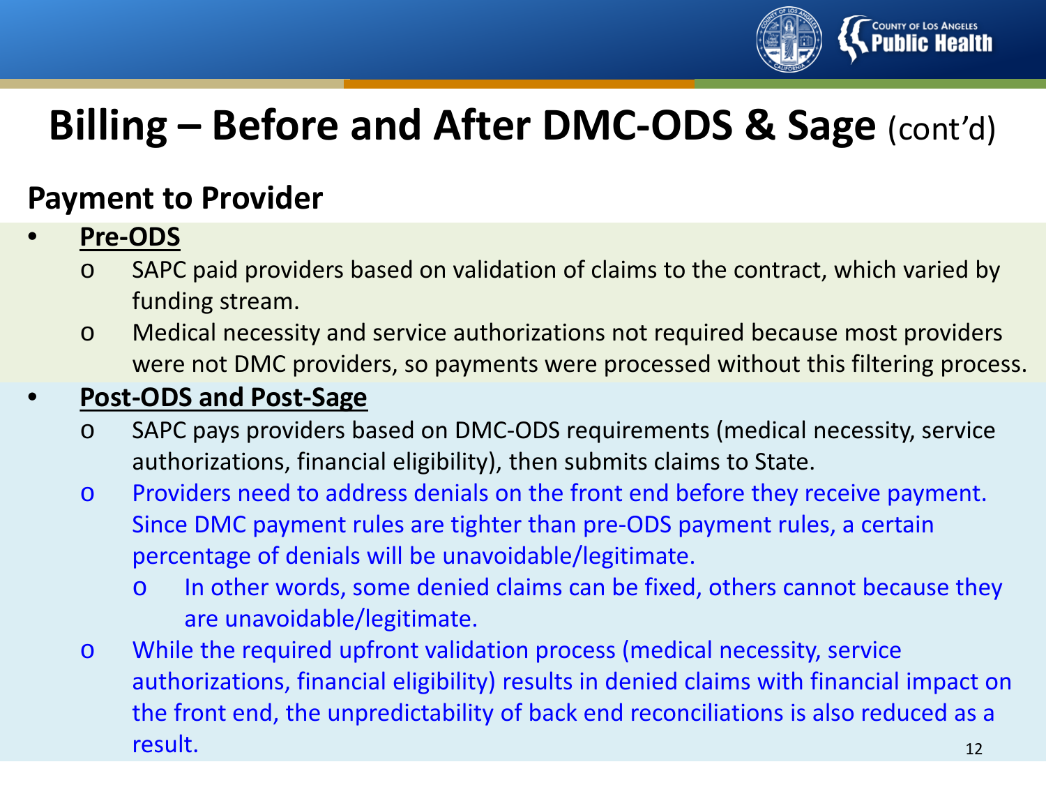# Billing – Before and After DMC-ODS & Sage (cont'd)

## Payment to Provider

- **Pre-ODS**
  - SAPC paid providers based on validation of claims to the contract, which varied by funding stream.
  - Medical necessity and service authorizations not required because most providers were not DMC providers, so payments were processed without this filtering process.
- **Post-ODS and Post-Sage**
  - SAPC pays providers based on DMC-ODS requirements (medical necessity, service authorizations, financial eligibility), then submits claims to State.
  - Providers need to address denials on the front end before they receive payment. Since DMC payment rules are tighter than pre-ODS payment rules, a certain percentage of denials will be unavoidable/legitimate.
    - In other words, some denied claims can be fixed, others cannot because they are unavoidable/legitimate.
  - While the required upfront validation process (medical necessity, service authorizations, financial eligibility) results in denied claims with financial impact on the front end, the unpredictability of back end reconciliations is also reduced as a result.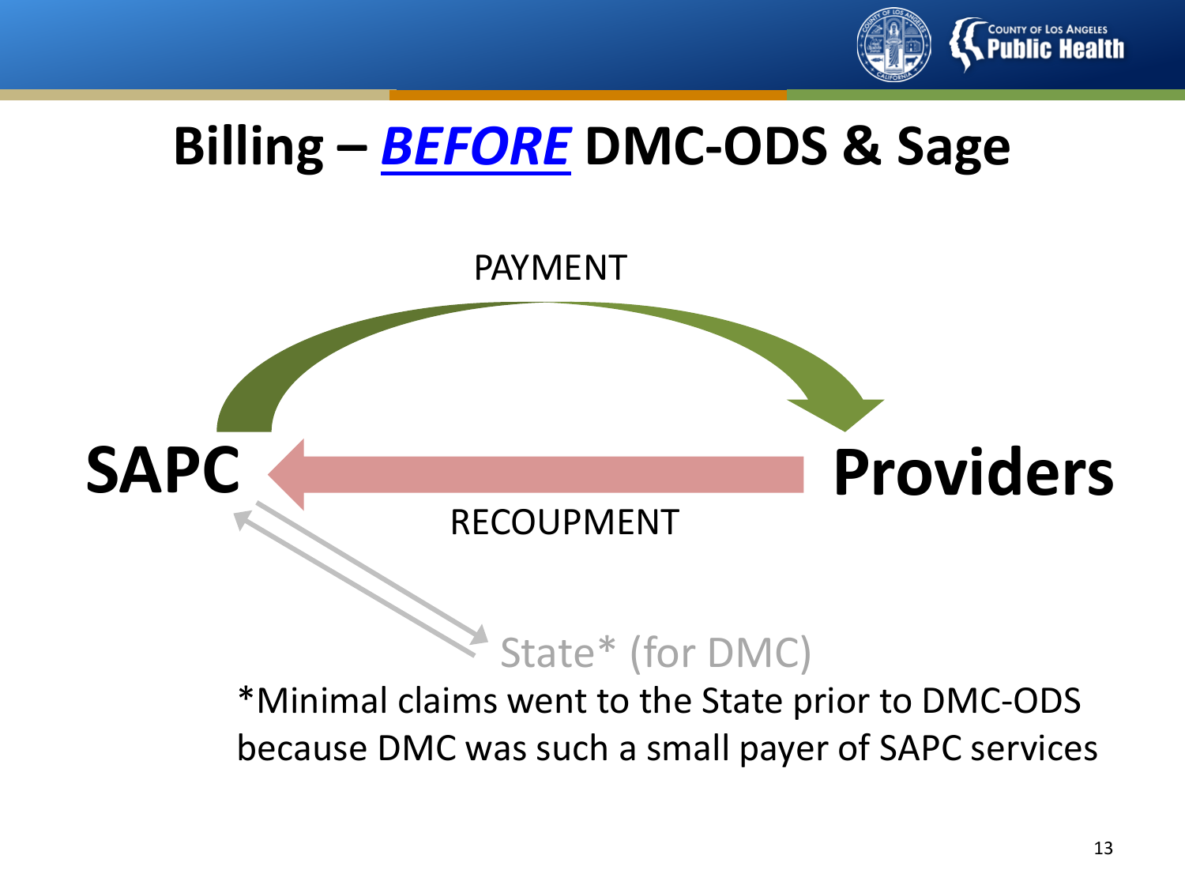# Billing – ***BEFORE*** DMC-ODS & Sage

PAYMENT

**SAPC** **Providers**

RECOUPMENT

State* (for DMC)

*Minimal claims went to the State prior to DMC-ODS because DMC was such a small payer of SAPC services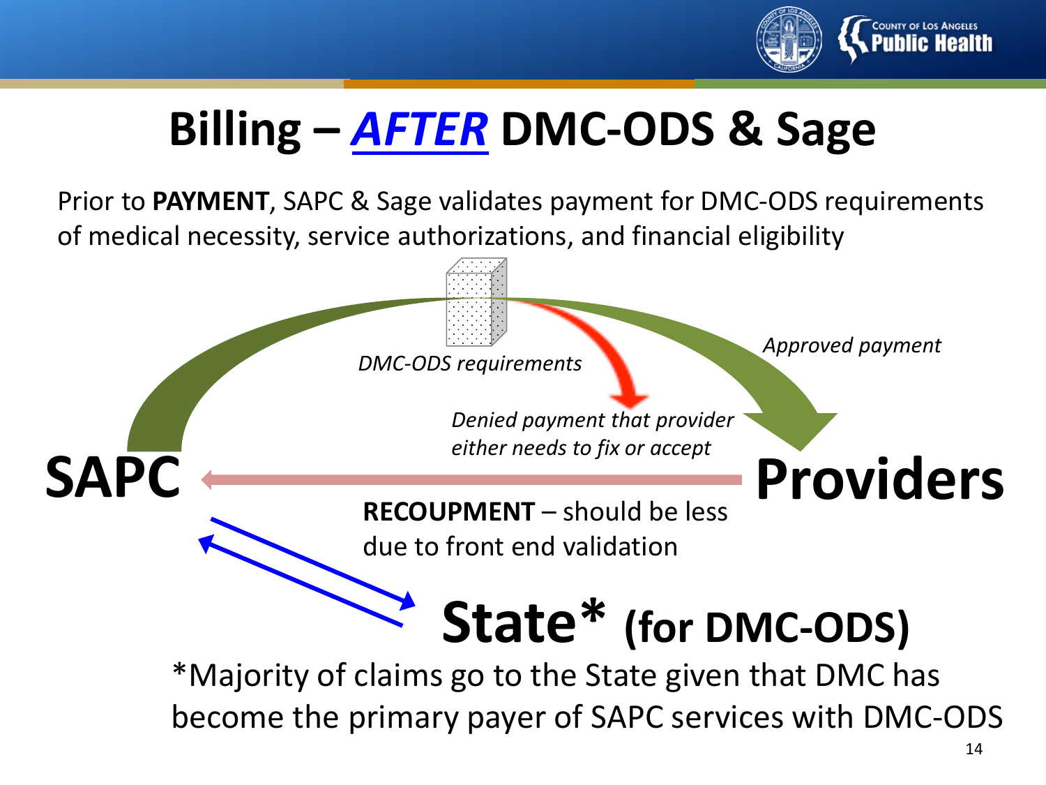# Billing – ***AFTER*** DMC-ODS & Sage

Prior to **PAYMENT**, SAPC & Sage validates payment for DMC-ODS requirements of medical necessity, service authorizations, and financial eligibility

*DMC-ODS requirements*

*Approved payment*

*Denied payment that provider either needs to fix or accept*

**SAPC**

**Providers**

**RECOUPMENT** – should be less due to front end validation

**State* (for DMC-ODS)**

*Majority of claims go to the State given that DMC has become the primary payer of SAPC services with DMC-ODS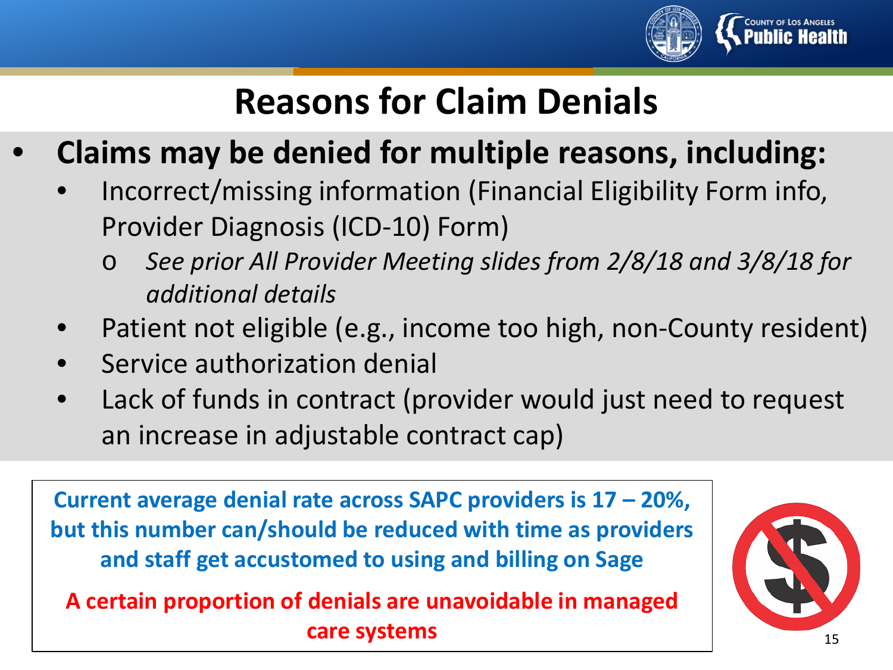# Reasons for Claim Denials

- **Claims may be denied for multiple reasons, including:**
  - Incorrect/missing information (Financial Eligibility Form info, Provider Diagnosis (ICD-10) Form)
    - *See prior All Provider Meeting slides from 2/8/18 and 3/8/18 for additional details*
  - Patient not eligible (e.g., income too high, non-County resident)
  - Service authorization denial
  - Lack of funds in contract (provider would just need to request an increase in adjustable contract cap)

**Current average denial rate across SAPC providers is 17 – 20%, but this number can/should be reduced with time as providers and staff get accustomed to using and billing on Sage**

**A certain proportion of denials are unavoidable in managed care systems**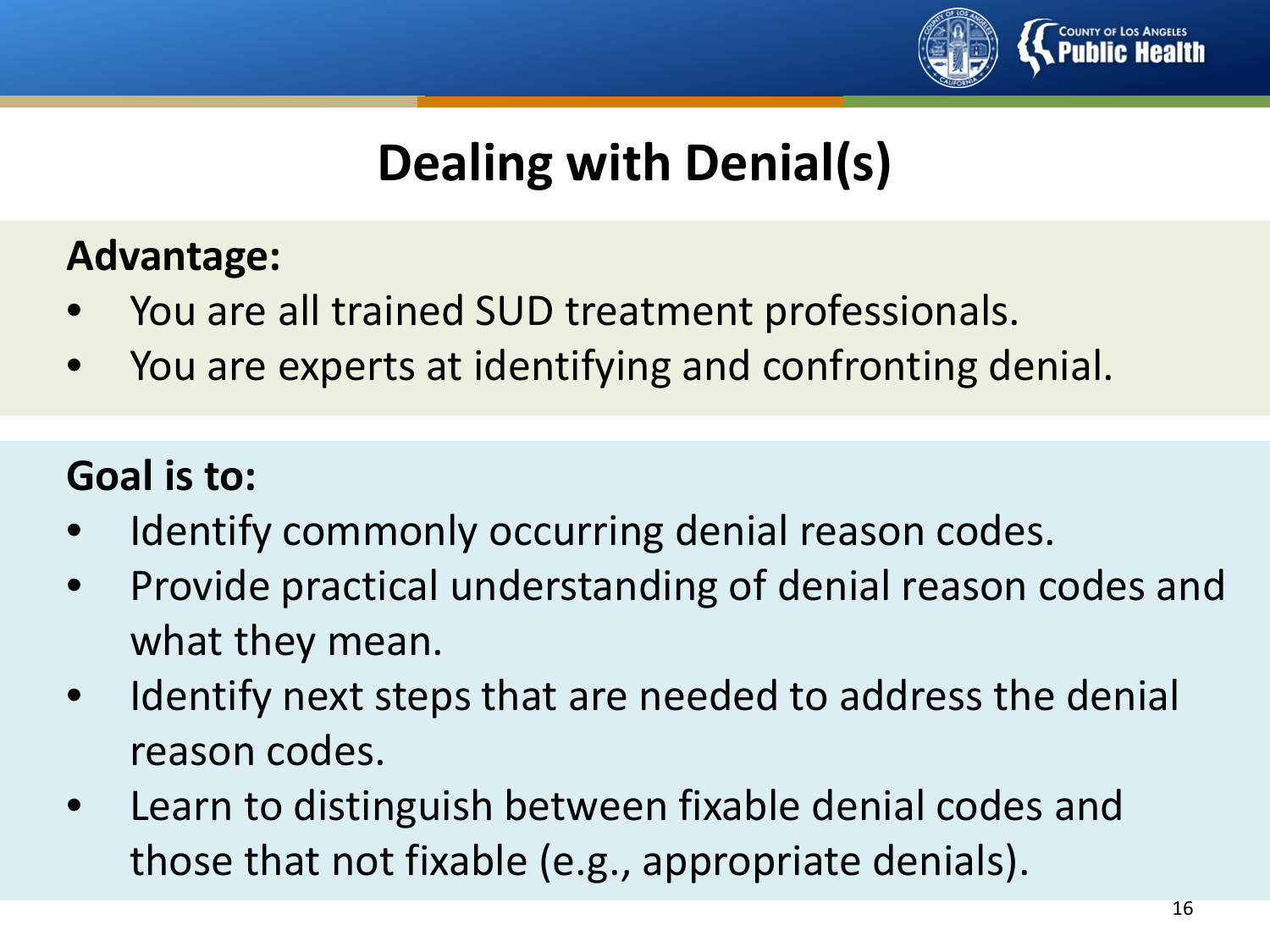# Dealing with Denial(s)

**Advantage:**

- You are all trained SUD treatment professionals.
- You are experts at identifying and confronting denial.

**Goal is to:**

- Identify commonly occurring denial reason codes.
- Provide practical understanding of denial reason codes and what they mean.
- Identify next steps that are needed to address the denial reason codes.
- Learn to distinguish between fixable denial codes and those that not fixable (e.g., appropriate denials).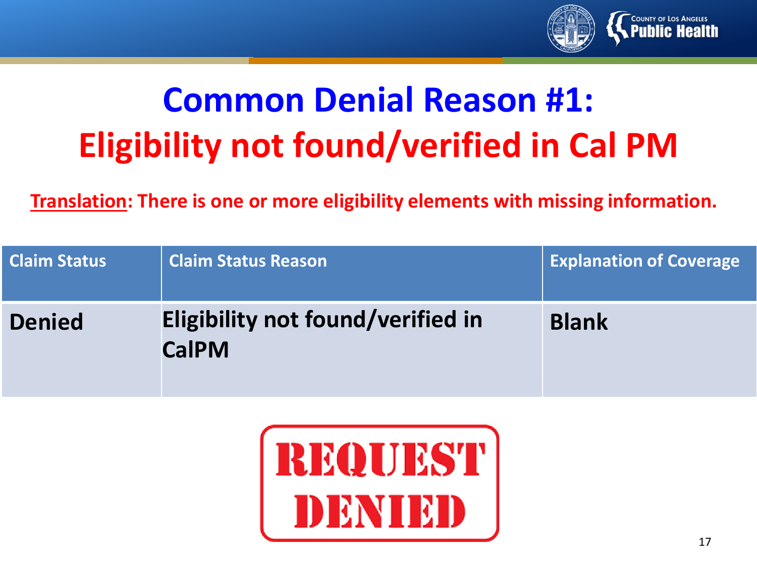# Common Denial Reason #1: Eligibility not found/verified in Cal PM

**Translation: There is one or more eligibility elements with missing information.**

| Claim Status | Claim Status Reason | Explanation of Coverage |
|---|---|---|
| **Denied** | **Eligibility not found/verified in CalPM** | **Blank** |

REQUEST DENIED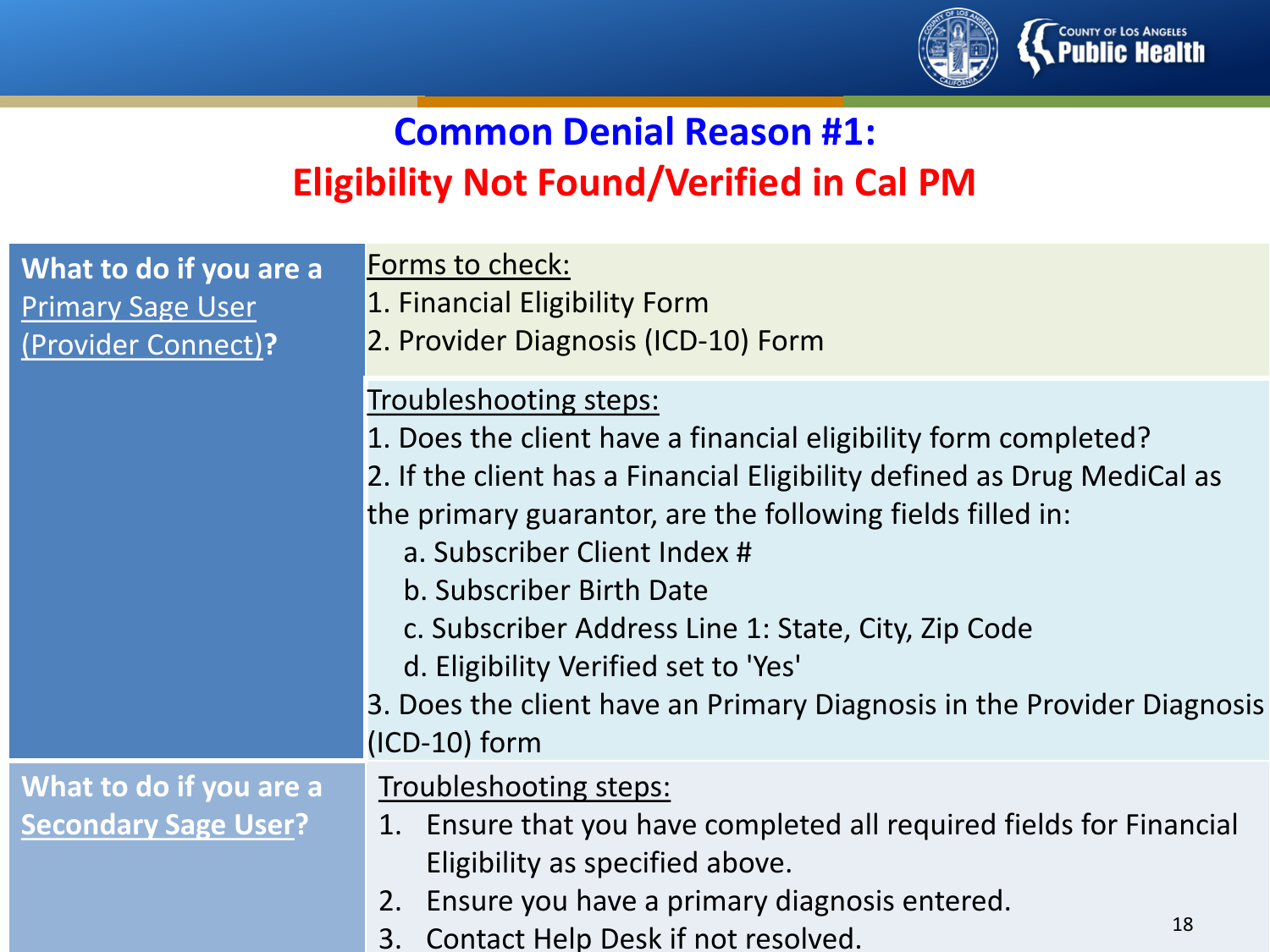# Common Denial Reason #1:
## Eligibility Not Found/Verified in Cal PM

| What to do if you are a Primary Sage User (Provider Connect)? | Forms to check:<br>1. Financial Eligibility Form<br>2. Provider Diagnosis (ICD-10) Form<br><br>Troubleshooting steps:<br>1. Does the client have a financial eligibility form completed?<br>2. If the client has a Financial Eligibility defined as Drug MediCal as the primary guarantor, are the following fields filled in:<br>a. Subscriber Client Index #<br>b. Subscriber Birth Date<br>c. Subscriber Address Line 1: State, City, Zip Code<br>d. Eligibility Verified set to 'Yes'<br>3. Does the client have an Primary Diagnosis in the Provider Diagnosis (ICD-10) form |
|---|---|
| **What to do if you are a Secondary Sage User?** | Troubleshooting steps:<br>1. Ensure that you have completed all required fields for Financial Eligibility as specified above.<br>2. Ensure you have a primary diagnosis entered.<br>3. Contact Help Desk if not resolved. |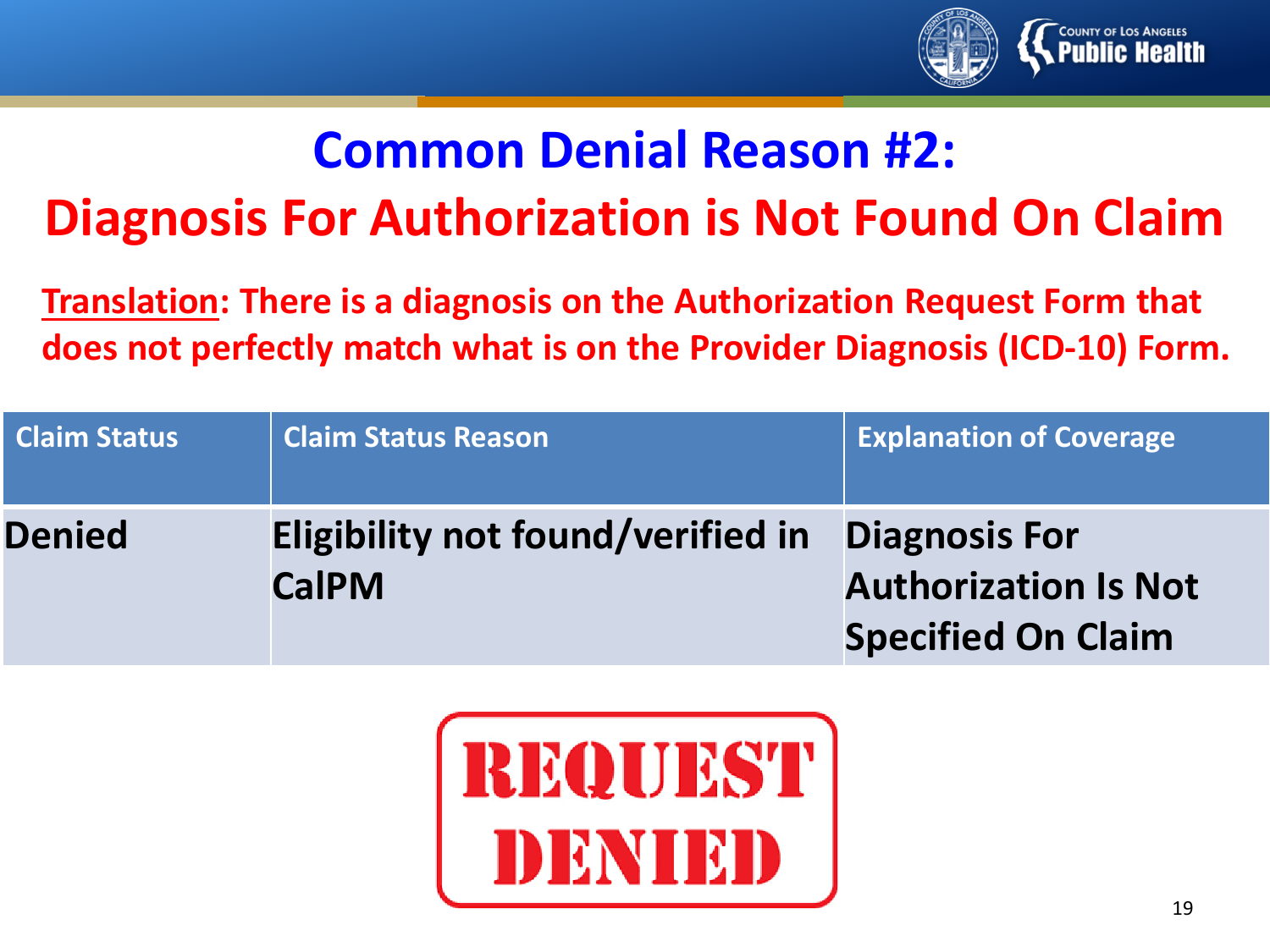# Common Denial Reason #2:

## Diagnosis For Authorization is Not Found On Claim

**Translation: There is a diagnosis on the Authorization Request Form that does not perfectly match what is on the Provider Diagnosis (ICD-10) Form.**

| Claim Status | Claim Status Reason | Explanation of Coverage |
|---|---|---|
| **Denied** | **Eligibility not found/verified in CalPM** | **Diagnosis For Authorization Is Not Specified On Claim** |

REQUEST DENIED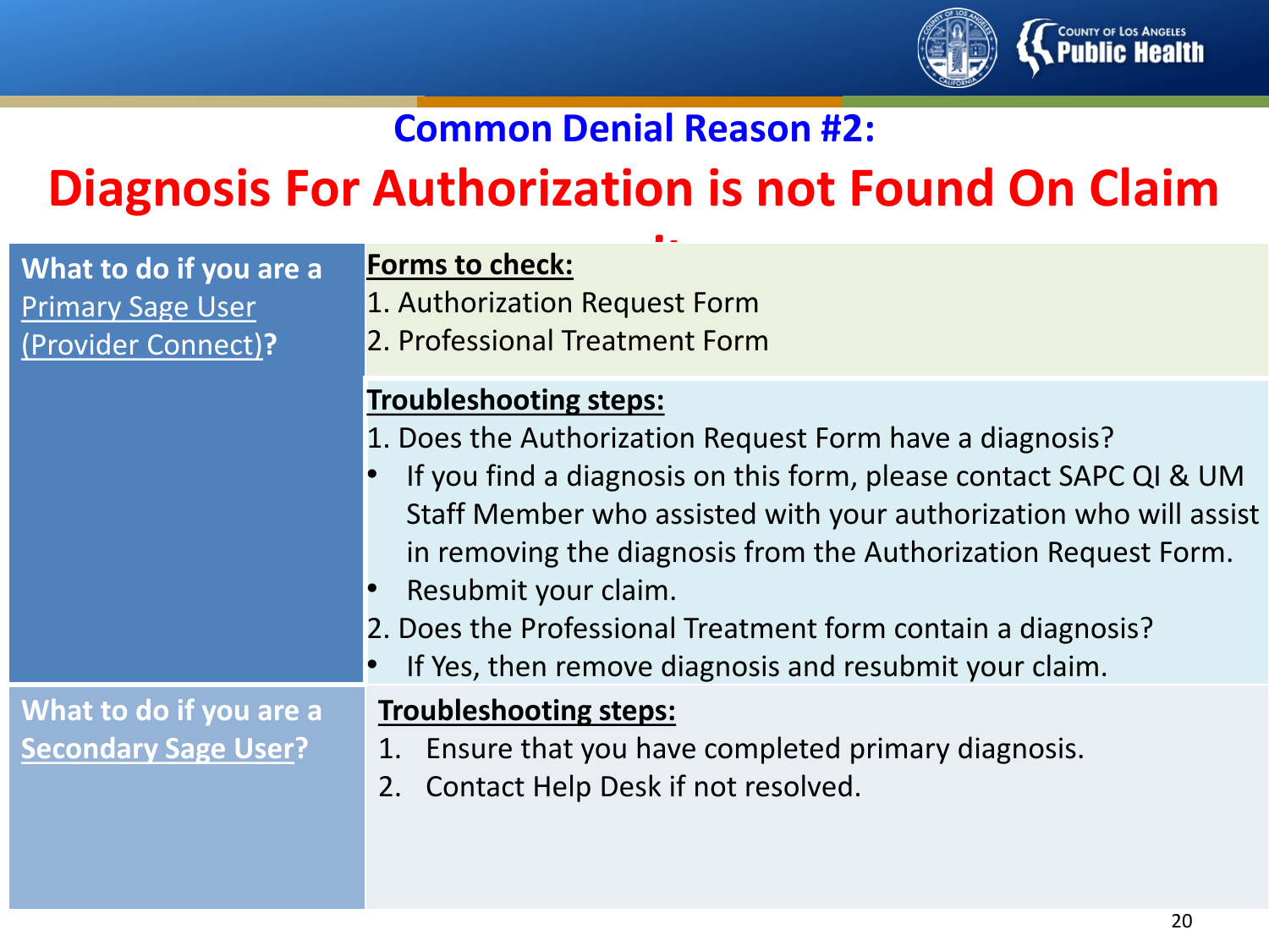## Common Denial Reason #2:

# Diagnosis For Authorization is not Found On Claim

**What to do if you are a Primary Sage User (Provider Connect)?**

**Forms to check:**

1. Authorization Request Form
2. Professional Treatment Form

**Troubleshooting steps:**

1. Does the Authorization Request Form have a diagnosis?
   - If you find a diagnosis on this form, please contact SAPC QI & UM Staff Member who assisted with your authorization who will assist in removing the diagnosis from the Authorization Request Form.
   - Resubmit your claim.
2. Does the Professional Treatment form contain a diagnosis?
   - If Yes, then remove diagnosis and resubmit your claim.

**What to do if you are a Secondary Sage User?**

**Troubleshooting steps:**

1. Ensure that you have completed primary diagnosis.
2. Contact Help Desk if not resolved.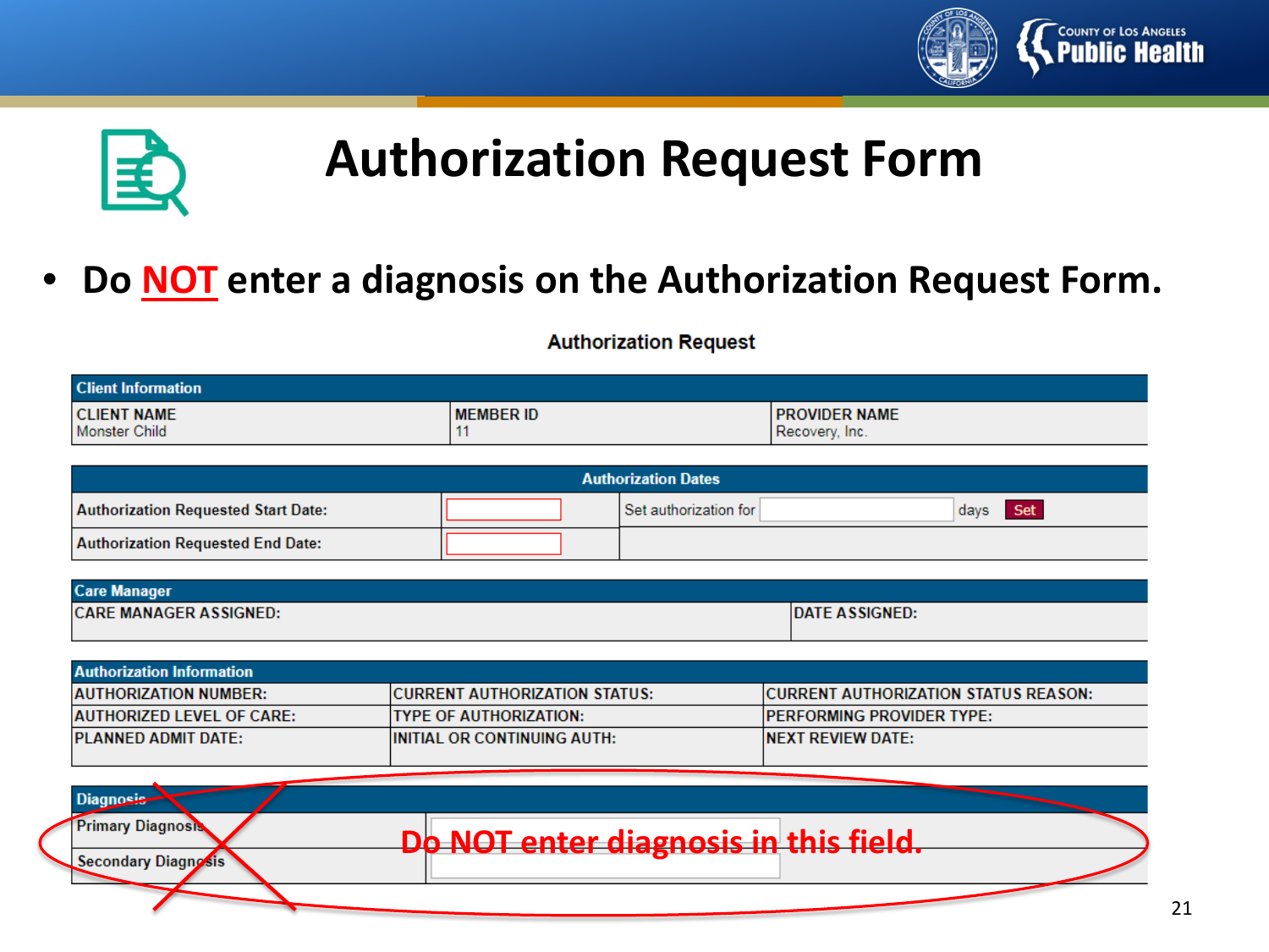# Authorization Request Form

- Do **NOT** enter a diagnosis on the Authorization Request Form.

**Authorization Request**

| Client Information | | |
|---|---|---|
| CLIENT NAME<br>Monster Child | MEMBER ID<br>11 | PROVIDER NAME<br>Recovery, Inc. |

| Authorization Dates | | |
|---|---|---|
| Authorization Requested Start Date: | | Set authorization for ___ days Set |
| Authorization Requested End Date: | | |

| Care Manager | |
|---|---|
| CARE MANAGER ASSIGNED: | DATE ASSIGNED: |

| Authorization Information | | |
|---|---|---|
| AUTHORIZATION NUMBER: | CURRENT AUTHORIZATION STATUS: | CURRENT AUTHORIZATION STATUS REASON: |
| AUTHORIZED LEVEL OF CARE: | TYPE OF AUTHORIZATION: | PERFORMING PROVIDER TYPE: |
| PLANNED ADMIT DATE: | INITIAL OR CONTINUING AUTH: | NEXT REVIEW DATE: |

| Diagnosis | |
|---|---|
| Primary Diagnosis | |
| Secondary Diagnosis | |

Do NOT enter diagnosis in this field.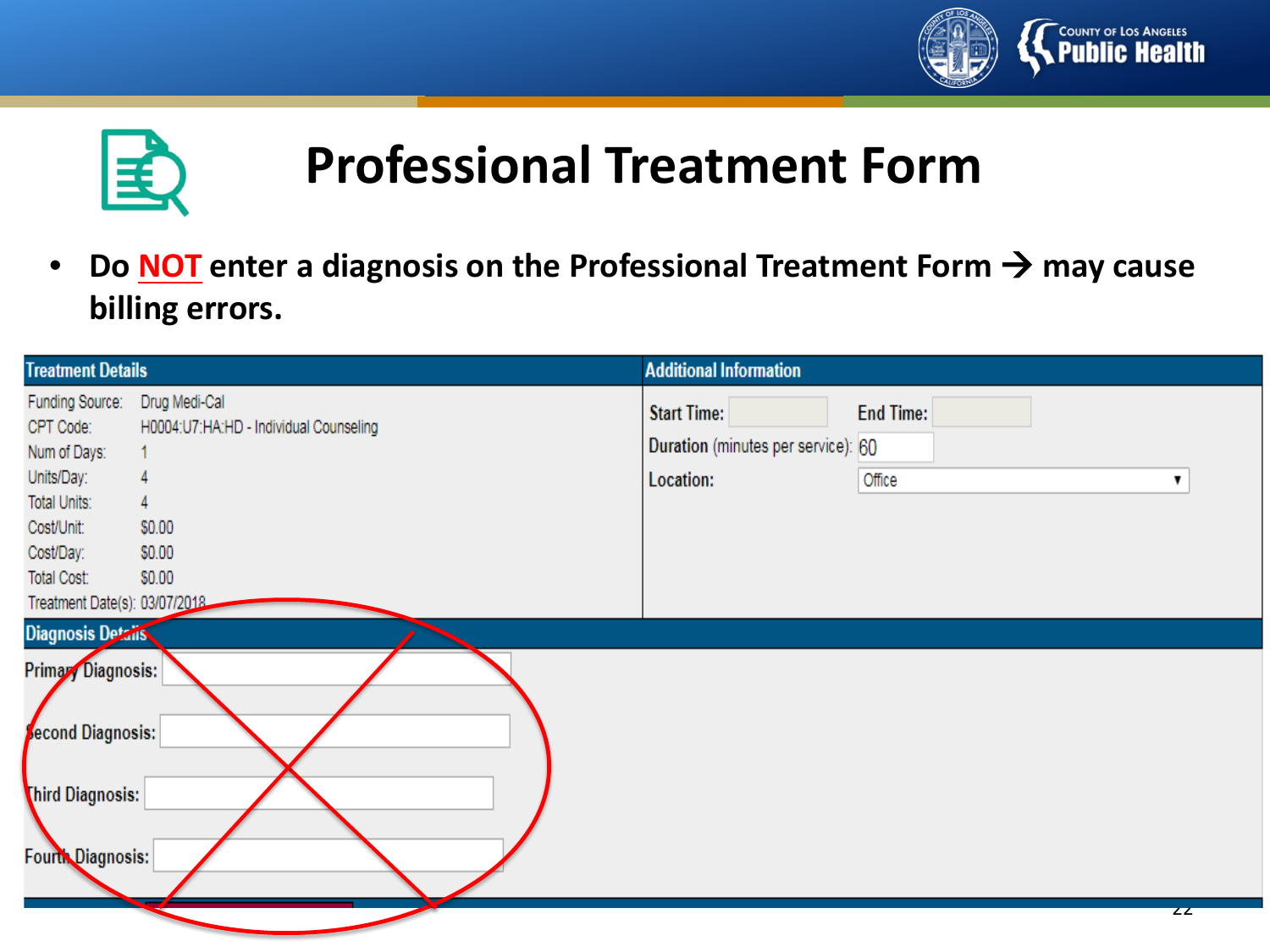# Professional Treatment Form

- **Do NOT enter a diagnosis on the Professional Treatment Form → may cause billing errors.**

| Treatment Details | | Additional Information | |
|---|---|---|---|
| Funding Source: | Drug Medi-Cal | Start Time: | |
| CPT Code: | H0004:U7:HA:HD - Individual Counseling | End Time: | |
| Num of Days: | 1 | Duration (minutes per service): | 60 |
| Units/Day: | 4 | Location: | Office |
| Total Units: | 4 | | |
| Cost/Unit: | $0.00 | | |
| Cost/Day: | $0.00 | | |
| Total Cost: | $0.00 | | |
| Treatment Date(s): | 03/07/2018 | | |

| Diagnosis Details | |
|---|---|
| Primary Diagnosis: | |
| Second Diagnosis: | |
| Third Diagnosis: | |
| Fourth Diagnosis: | |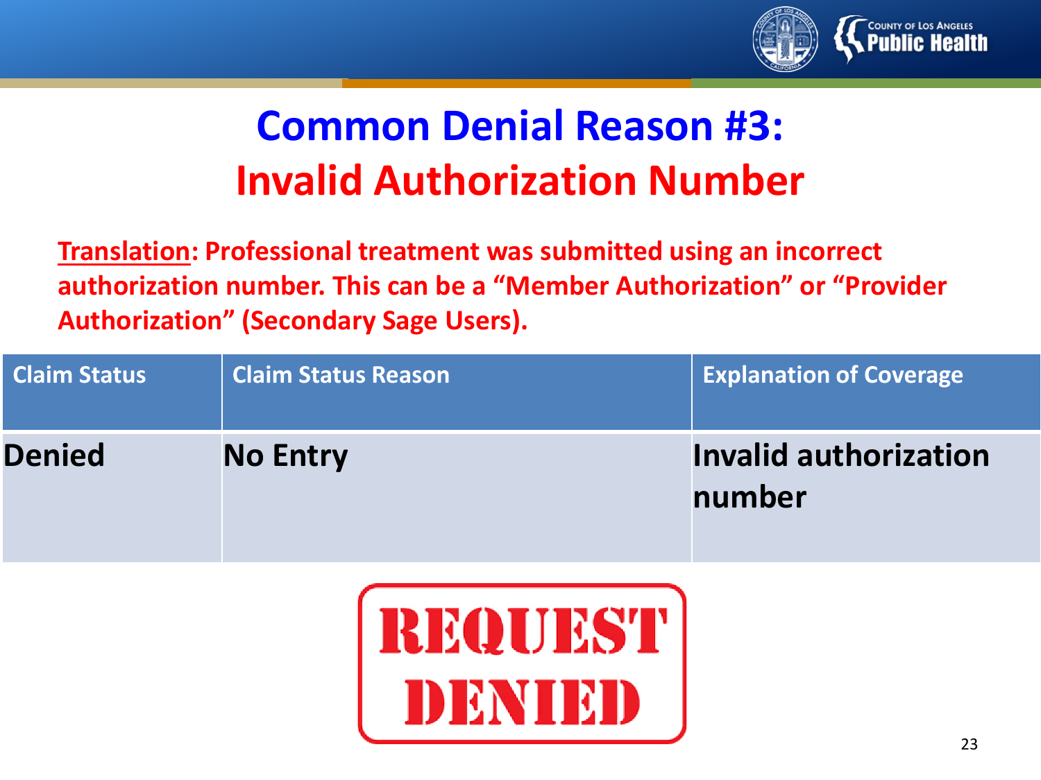# Common Denial Reason #3: Invalid Authorization Number

**Translation: Professional treatment was submitted using an incorrect authorization number. This can be a "Member Authorization" or "Provider Authorization" (Secondary Sage Users).**

| Claim Status | Claim Status Reason | Explanation of Coverage |
|---|---|---|
| Denied | No Entry | Invalid authorization number |

REQUEST DENIED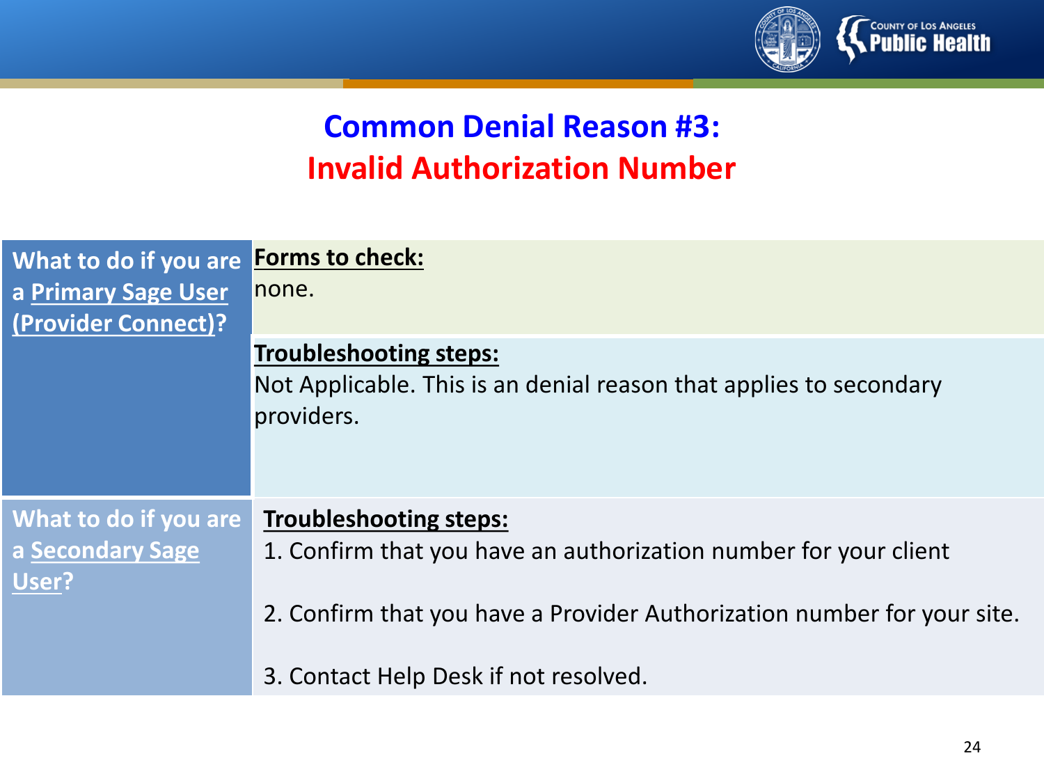# Common Denial Reason #3:
## Invalid Authorization Number

| What to do if you are a <u>Primary Sage User (Provider Connect)</u>? | **Forms to check:** none. |
|---|---|
| | **Troubleshooting steps:** Not Applicable. This is an denial reason that applies to secondary providers. |
| What to do if you are a <u>Secondary Sage User</u>? | **Troubleshooting steps:** 1. Confirm that you have an authorization number for your client<br><br>2. Confirm that you have a Provider Authorization number for your site.<br><br>3. Contact Help Desk if not resolved. |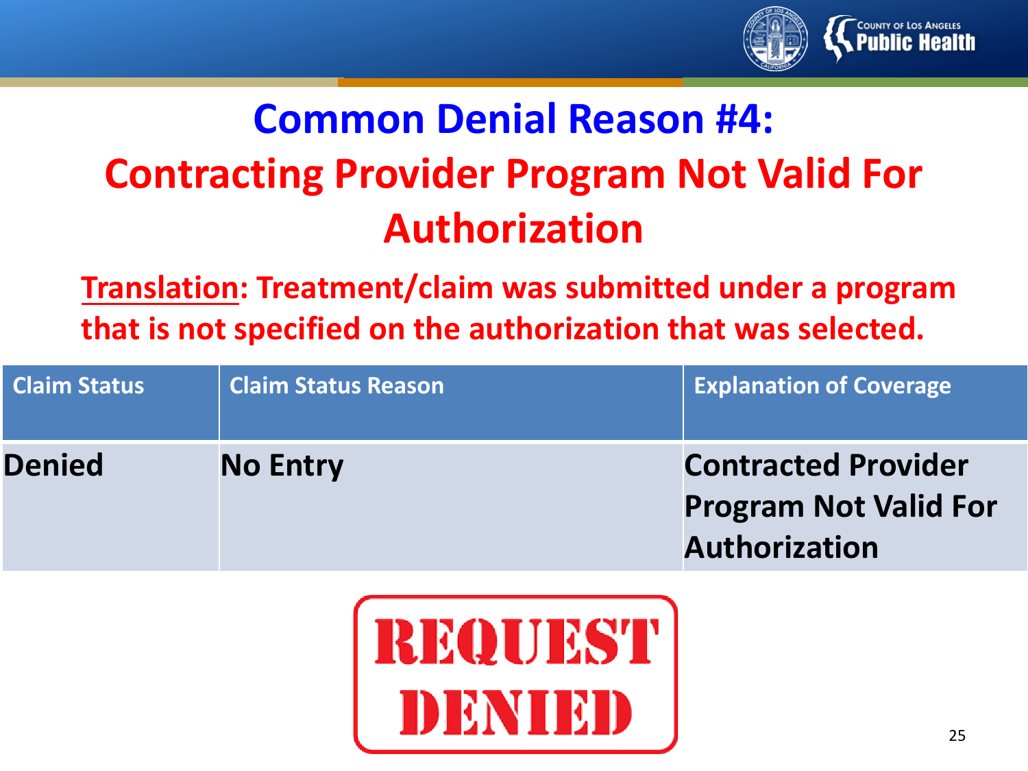# Common Denial Reason #4:

# Contracting Provider Program Not Valid For Authorization

**Translation: Treatment/claim was submitted under a program that is not specified on the authorization that was selected.**

| Claim Status | Claim Status Reason | Explanation of Coverage |
|---|---|---|
| **Denied** | **No Entry** | **Contracted Provider Program Not Valid For Authorization** |

REQUEST DENIED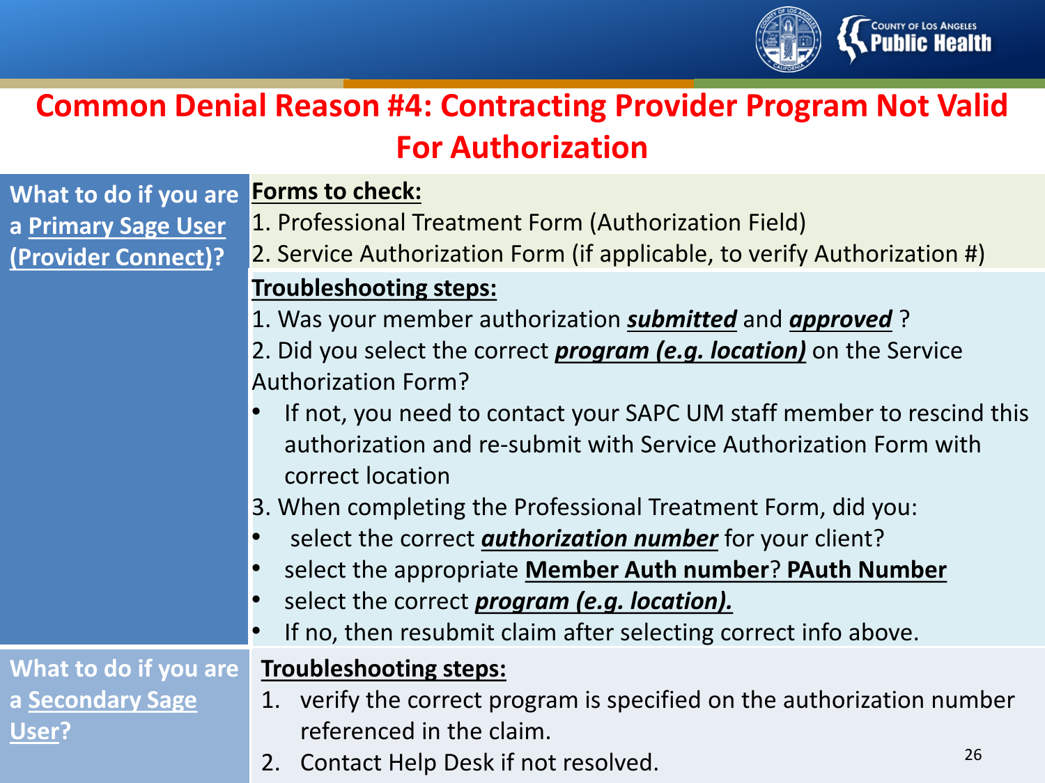# Common Denial Reason #4: Contracting Provider Program Not Valid For Authorization

| What to do if you are a Primary Sage User (Provider Connect)? | **Forms to check:**<br>1. Professional Treatment Form (Authorization Field)<br>2. Service Authorization Form (if applicable, to verify Authorization #)<br><br>**Troubleshooting steps:**<br>1. Was your member authorization ***submitted*** and ***approved*** ?<br>2. Did you select the correct ***program (e.g. location)*** on the Service Authorization Form?<br>• If not, you need to contact your SAPC UM staff member to rescind this authorization and re-submit with Service Authorization Form with correct location<br>3. When completing the Professional Treatment Form, did you:<br>• select the correct ***authorization number*** for your client?<br>• select the appropriate **Member Auth number**? **PAuth Number**<br>• select the correct ***program (e.g. location).***<br>• If no, then resubmit claim after selecting correct info above. |
|---|---|
| **What to do if you are a Secondary Sage User?** | **Troubleshooting steps:**<br>1. verify the correct program is specified on the authorization number referenced in the claim.<br>2. Contact Help Desk if not resolved. |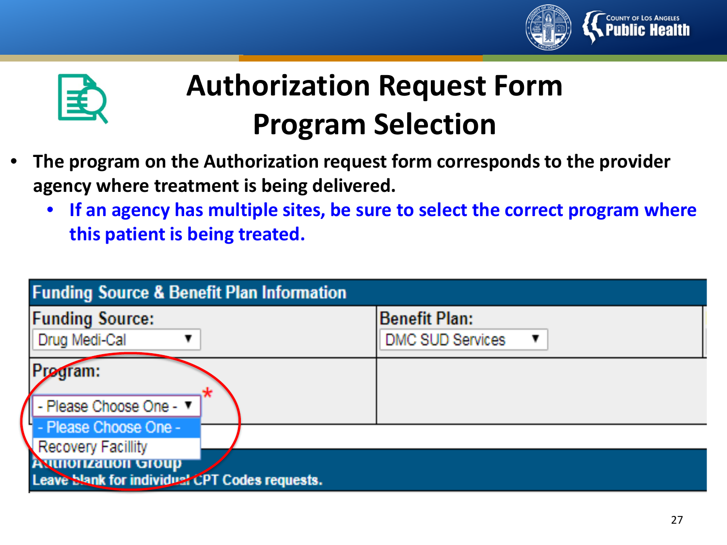# Authorization Request Form Program Selection

- **The program on the Authorization request form corresponds to the provider agency where treatment is being delivered.**
  - **If an agency has multiple sites, be sure to select the correct program where this patient is being treated.**

**Funding Source & Benefit Plan Information**

| Funding Source: | Benefit Plan: |
| --- | --- |
| Drug Medi-Cal | DMC SUD Services |
| Program: * | |
| - Please Choose One - | |

Dropdown options:
- - Please Choose One -
- Recovery Facillity

**Authorization Group**

Leave blank for individual CPT Codes requests.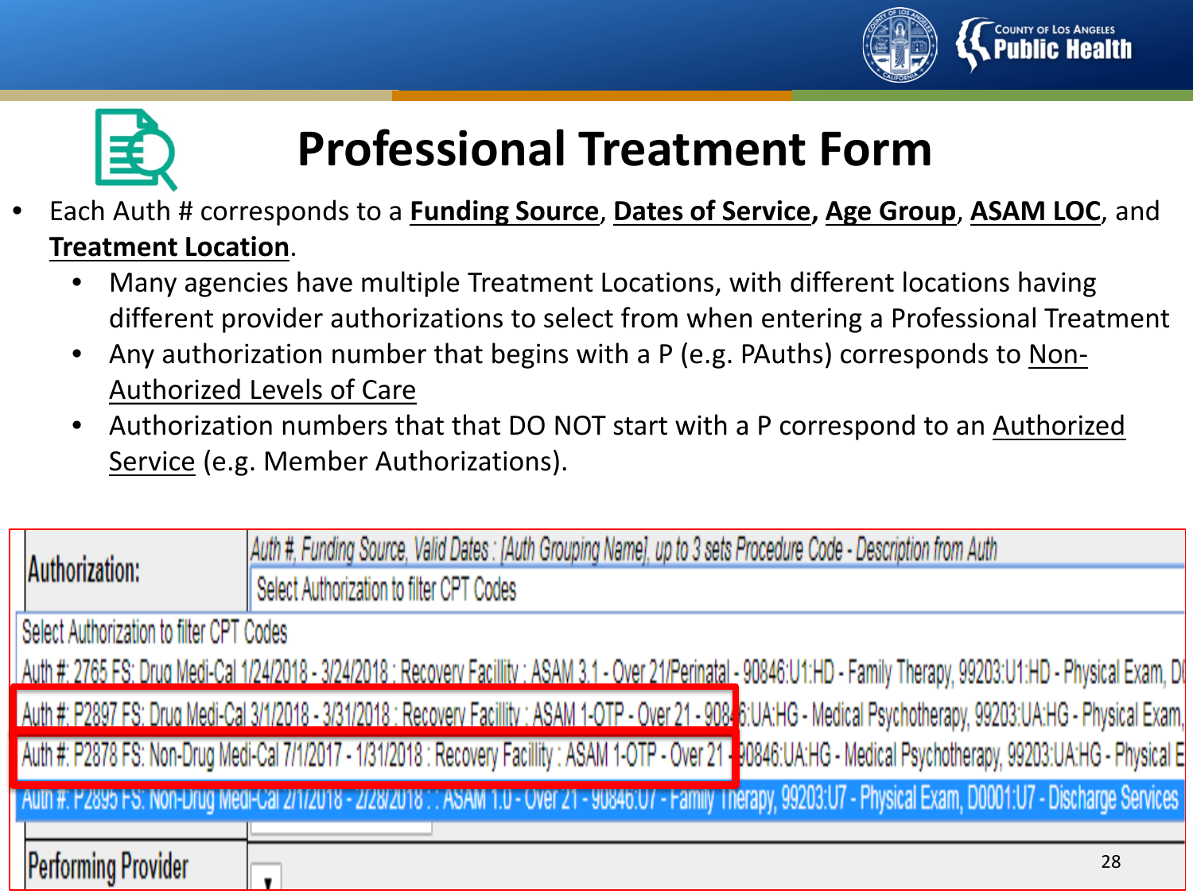# Professional Treatment Form

- Each Auth # corresponds to a **Funding Source**, **Dates of Service**, **Age Group**, **ASAM LOC**, and **Treatment Location**.
  - Many agencies have multiple Treatment Locations, with different locations having different provider authorizations to select from when entering a Professional Treatment
  - Any authorization number that begins with a P (e.g. PAuths) corresponds to Non-Authorized Levels of Care
  - Authorization numbers that that DO NOT start with a P correspond to an Authorized Service (e.g. Member Authorizations).

Authorization: *Auth #, Funding Source, Valid Dates : [Auth Grouping Name], up to 3 sets Procedure Code - Description from Auth*

Select Authorization to filter CPT Codes

Select Authorization to filter CPT Codes

Auth #: 2765 FS: Drug Medi-Cal 1/24/2018 - 3/24/2018 : Recovery Facility : ASAM 3.1 - Over 21/Perinatal - 90846:U1:HD - Family Therapy, 99203:U1:HD - Physical Exam, D

Auth #: P2897 FS: Drug Medi-Cal 3/1/2018 - 3/31/2018 : Recovery Facility : ASAM 1-OTP - Over 21 - 90846:UA:HG - Medical Psychotherapy, 99203:UA:HG - Physical Exam,

Auth #: P2878 FS: Non-Drug Medi-Cal 7/1/2017 - 1/31/2018 : Recovery Facility : ASAM 1-OTP - Over 21 - 90846:UA:HG - Medical Psychotherapy, 99203:UA:HG - Physical E

Auth #: P2895 FS: Non-Drug Medi-Cal 2/1/2018 - 2/28/2018 : : ASAM 1.0 - Over 21 - 90846:U7 - Family Therapy, 99203:U7 - Physical Exam, D0001:U7 - Discharge Services

Performing Provider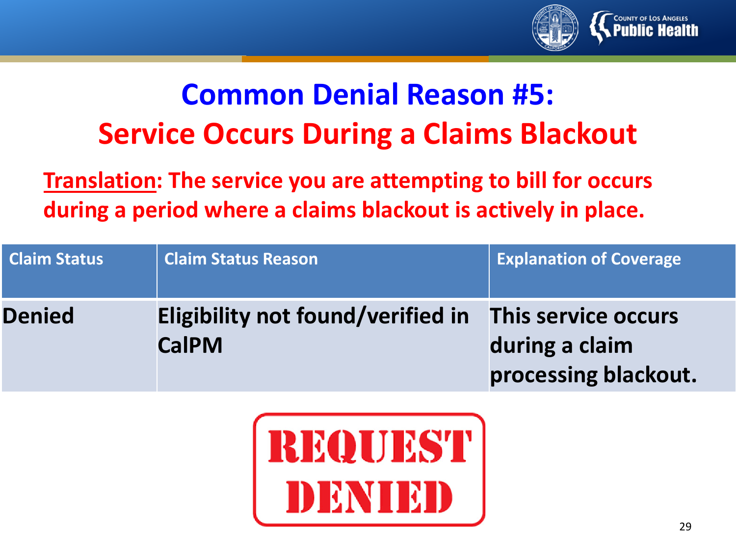# Common Denial Reason #5:
## Service Occurs During a Claims Blackout

**Translation: The service you are attempting to bill for occurs during a period where a claims blackout is actively in place.**

| Claim Status | Claim Status Reason | Explanation of Coverage |
| --- | --- | --- |
| **Denied** | **Eligibility not found/verified in CalPM** | **This service occurs during a claim processing blackout.** |

**REQUEST DENIED**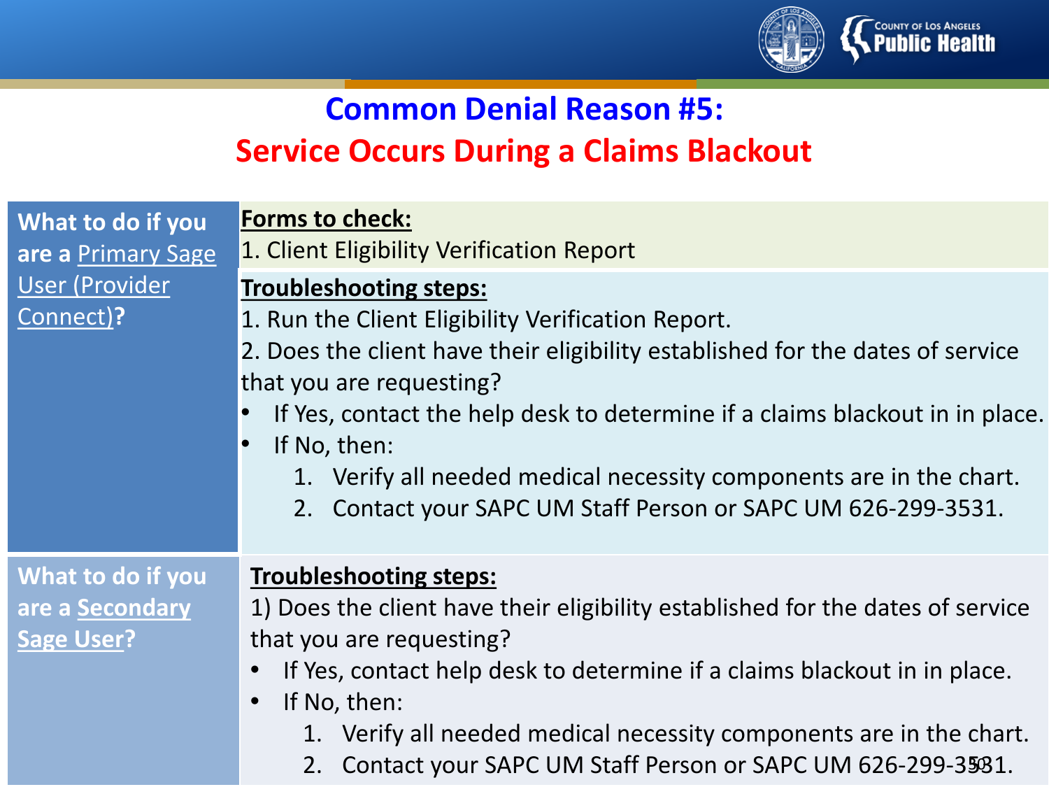# Common Denial Reason #5:
## Service Occurs During a Claims Blackout

**What to do if you are a Primary Sage User (Provider Connect)?**

**Forms to check:**

1. Client Eligibility Verification Report

**Troubleshooting steps:**

1. Run the Client Eligibility Verification Report.
2. Does the client have their eligibility established for the dates of service that you are requesting?
   - If Yes, contact the help desk to determine if a claims blackout in in place.
   - If No, then:
     1. Verify all needed medical necessity components are in the chart.
     2. Contact your SAPC UM Staff Person or SAPC UM 626-299-3531.

**What to do if you are a Secondary Sage User?**

**Troubleshooting steps:**

1) Does the client have their eligibility established for the dates of service that you are requesting?
   - If Yes, contact help desk to determine if a claims blackout in in place.
   - If No, then:
     1. Verify all needed medical necessity components are in the chart.
     2. Contact your SAPC UM Staff Person or SAPC UM 626-299-3531.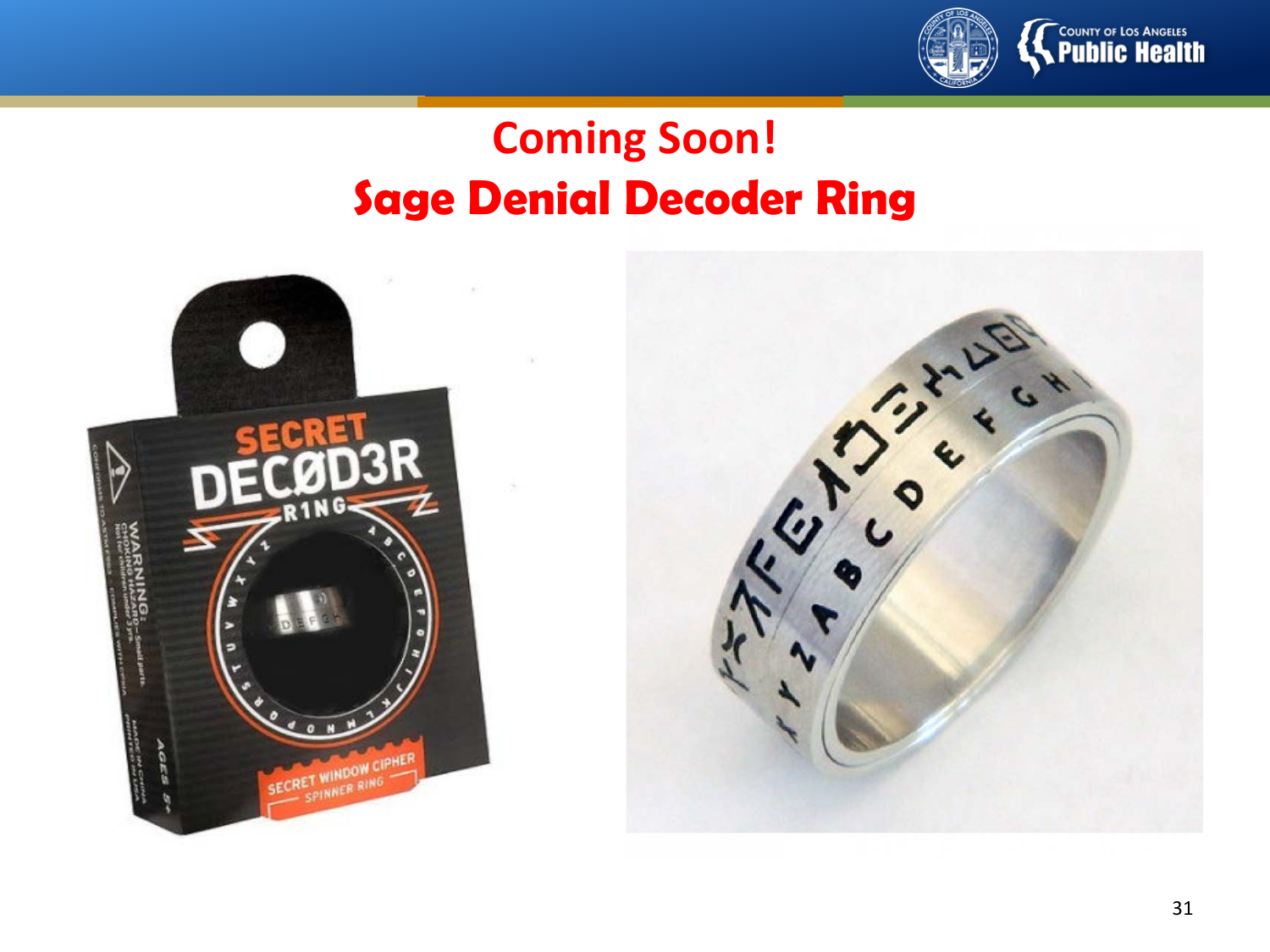# Coming Soon!

# Sage Denial Decoder Ring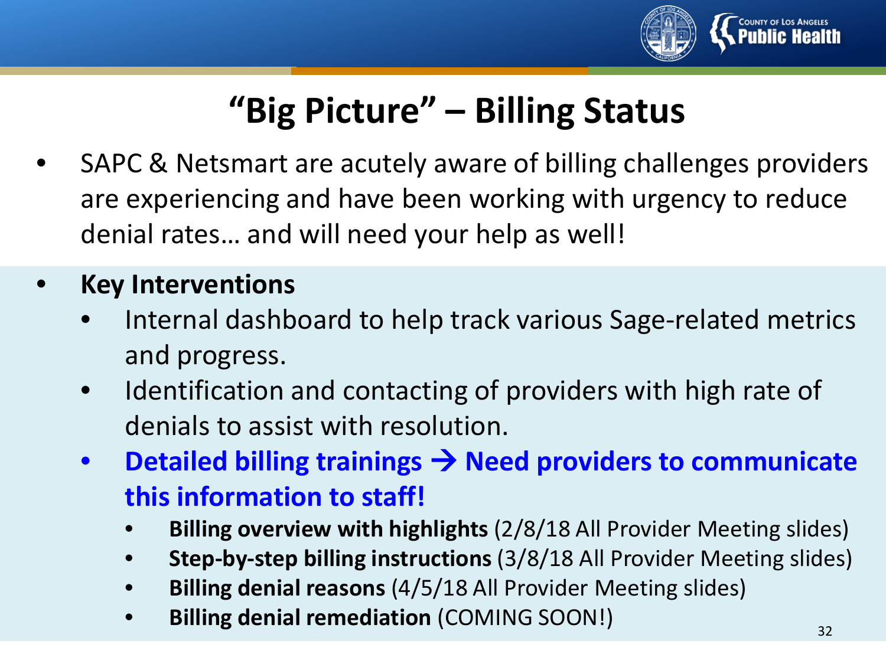# "Big Picture" – Billing Status

- SAPC & Netsmart are acutely aware of billing challenges providers are experiencing and have been working with urgency to reduce denial rates… and will need your help as well!
- **Key Interventions**
  - Internal dashboard to help track various Sage-related metrics and progress.
  - Identification and contacting of providers with high rate of denials to assist with resolution.
  - **Detailed billing trainings → Need providers to communicate this information to staff!**
    - **Billing overview with highlights** (2/8/18 All Provider Meeting slides)
    - **Step-by-step billing instructions** (3/8/18 All Provider Meeting slides)
    - **Billing denial reasons** (4/5/18 All Provider Meeting slides)
    - **Billing denial remediation** (COMING SOON!)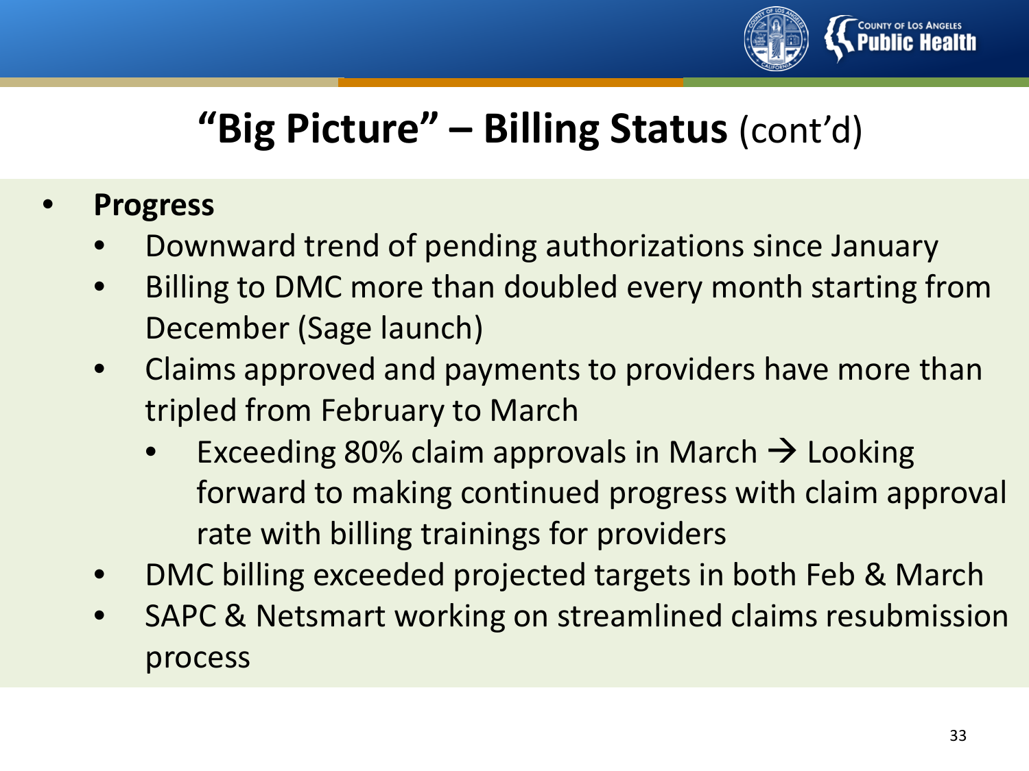# "Big Picture" – Billing Status (cont'd)

- **Progress**
  - Downward trend of pending authorizations since January
  - Billing to DMC more than doubled every month starting from December (Sage launch)
  - Claims approved and payments to providers have more than tripled from February to March
    - Exceeding 80% claim approvals in March → Looking forward to making continued progress with claim approval rate with billing trainings for providers
  - DMC billing exceeded projected targets in both Feb & March
  - SAPC & Netsmart working on streamlined claims resubmission process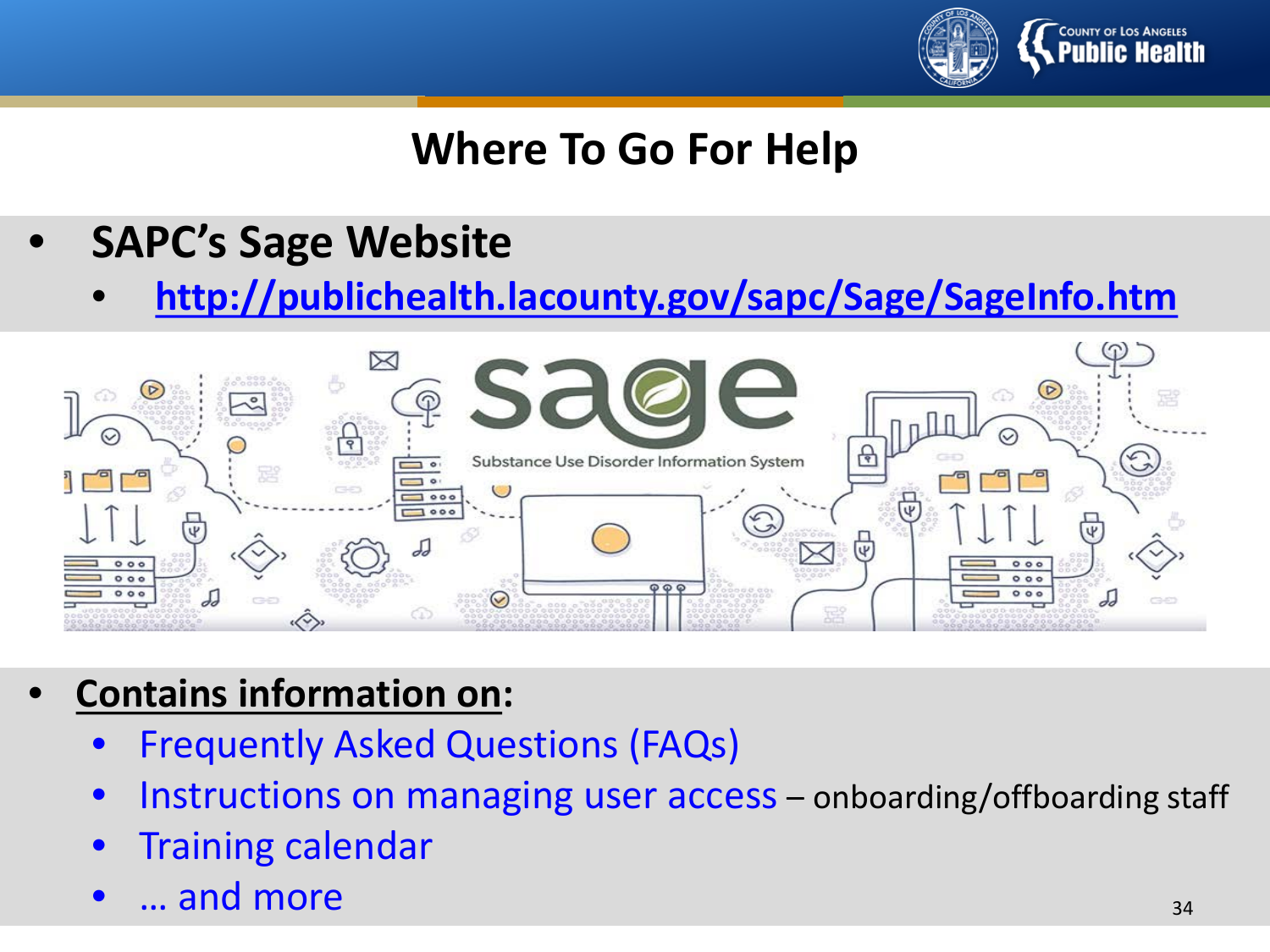# Where To Go For Help

- **SAPC's Sage Website**
  - [http://publichealth.lacounty.gov/sapc/Sage/SageInfo.htm](http://publichealth.lacounty.gov/sapc/Sage/SageInfo.htm)

- **Contains information on:**
  - Frequently Asked Questions (FAQs)
  - Instructions on managing user access – onboarding/offboarding staff
  - Training calendar
  - … and more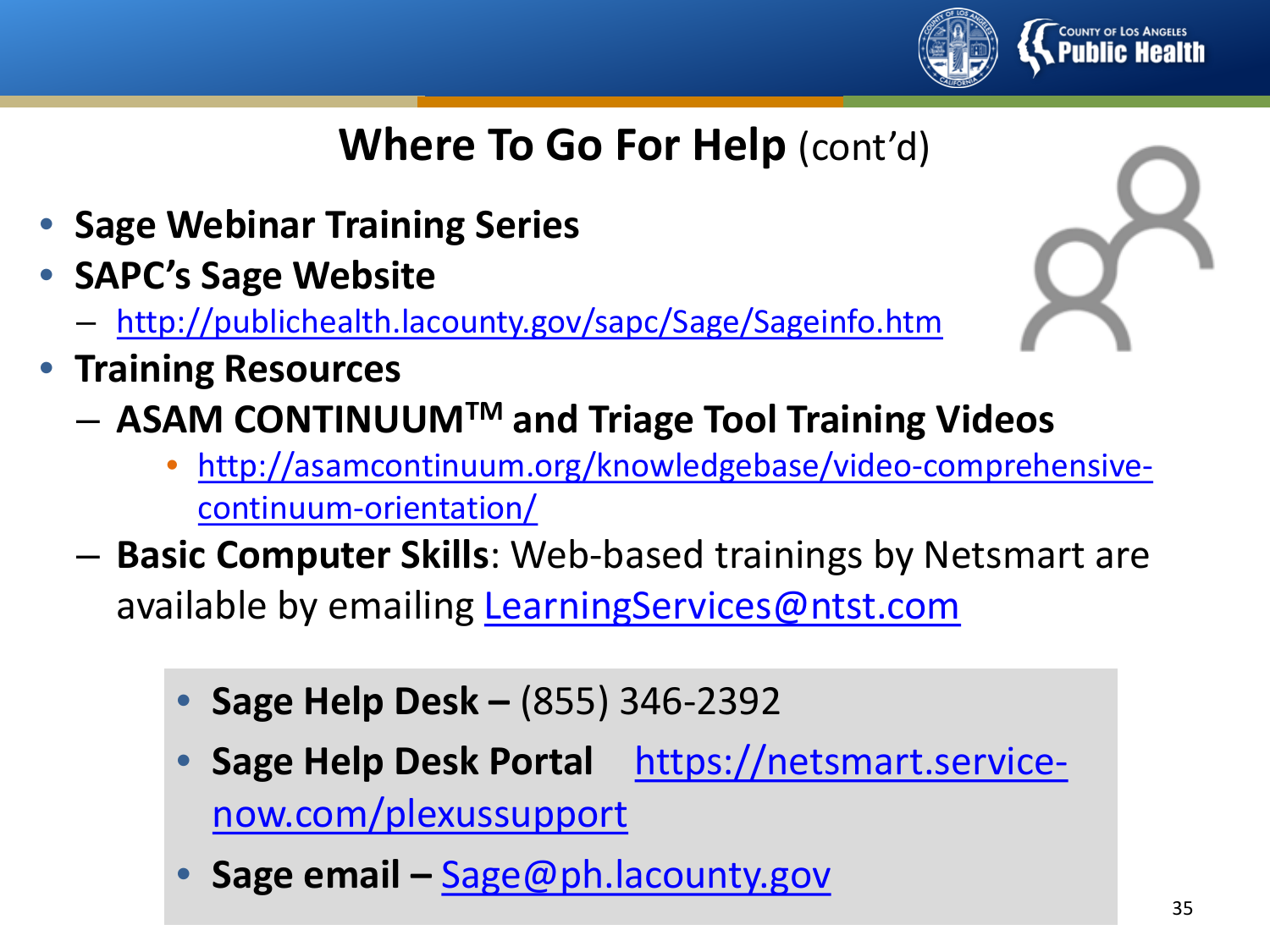# Where To Go For Help (cont'd)

- **Sage Webinar Training Series**
- **SAPC's Sage Website**
  - http://publichealth.lacounty.gov/sapc/Sage/Sageinfo.htm
- **Training Resources**
  - **ASAM CONTINUUM™ and Triage Tool Training Videos**
    - http://asamcontinuum.org/knowledgebase/video-comprehensive-continuum-orientation/
  - **Basic Computer Skills**: Web-based trainings by Netsmart are available by emailing LearningServices@ntst.com

- **Sage Help Desk –** (855) 346-2392
- **Sage Help Desk Portal** https://netsmart.service-now.com/plexussupport
- **Sage email –** Sage@ph.lacounty.gov